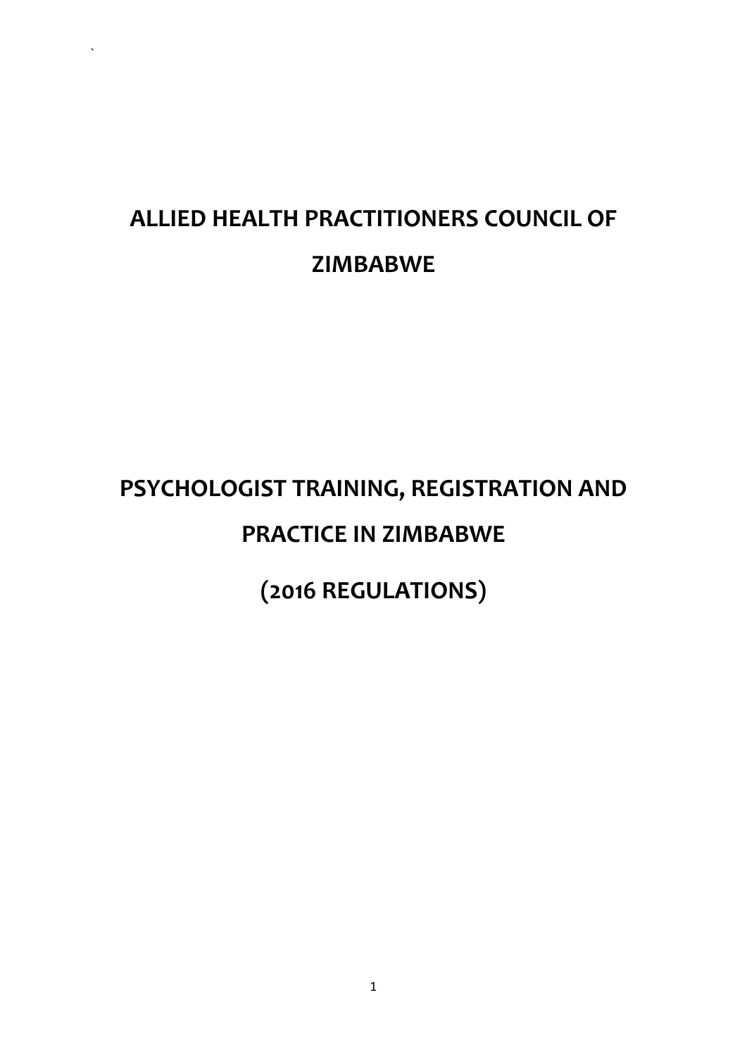# ALLIED HEALTH PRACTITIONERS COUNCIL OF ZIMBABWE

# PSYCHOLOGIST TRAINING, REGISTRATION AND PRACTICE IN ZIMBABWE

## (2016 REGULATIONS)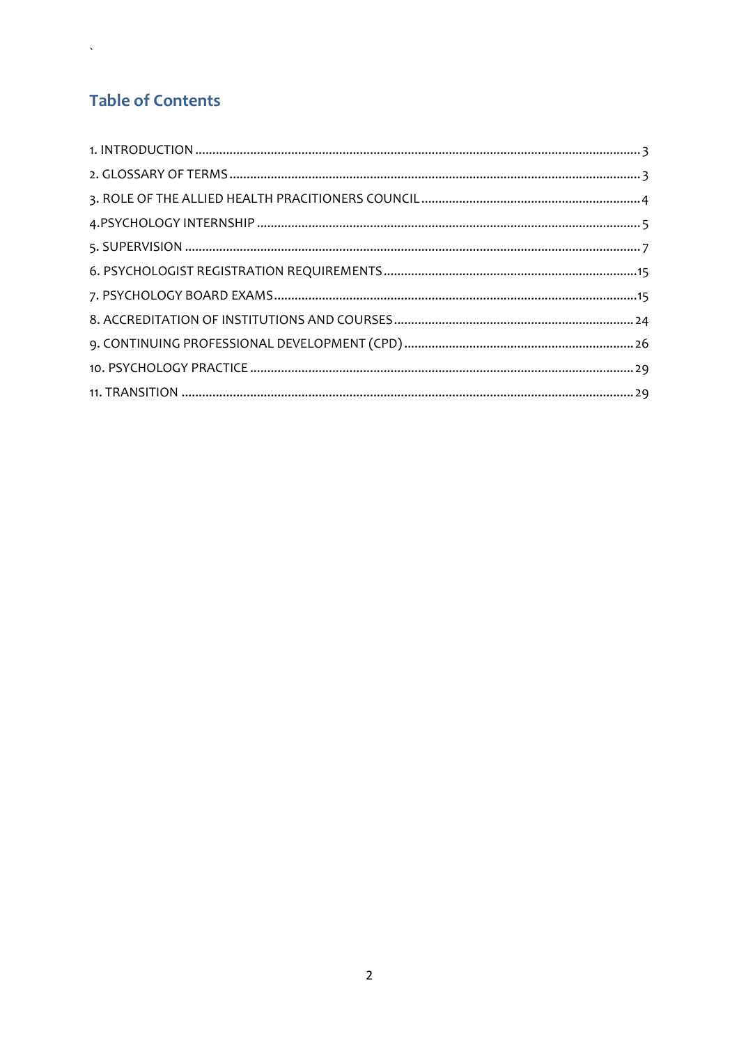## Table of Contents

1. INTRODUCTION ........................................................................ 3
2. GLOSSARY OF TERMS ................................................................ 3
3. ROLE OF THE ALLIED HEALTH PRACITIONERS COUNCIL ........................ 4
4.PSYCHOLOGY INTERNSHIP ............................................................ 5
5. SUPERVISION ........................................................................... 7
6. PSYCHOLOGIST REGISTRATION REQUIREMENTS ................................. 15
7. PSYCHOLOGY BOARD EXAMS ....................................................... 15
8. ACCREDITATION OF INSTITUTIONS AND COURSES ................................ 24
9. CONTINUING PROFESSIONAL DEVELOPMENT (CPD) ............................... 26
10. PSYCHOLOGY PRACTICE ............................................................ 29
11. TRANSITION ........................................................................... 29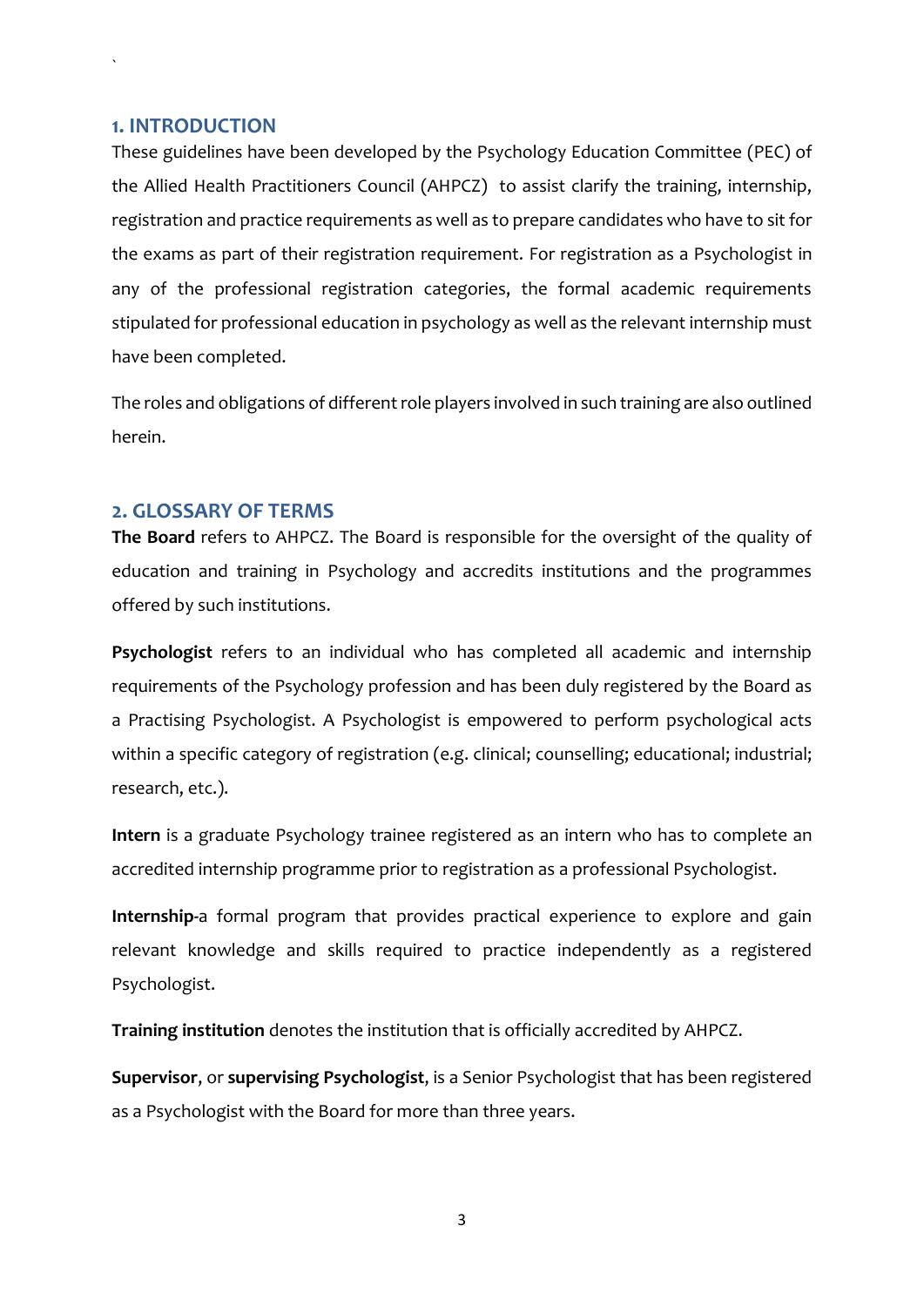## 1. INTRODUCTION

These guidelines have been developed by the Psychology Education Committee (PEC) of the Allied Health Practitioners Council (AHPCZ) to assist clarify the training, internship, registration and practice requirements as well as to prepare candidates who have to sit for the exams as part of their registration requirement. For registration as a Psychologist in any of the professional registration categories, the formal academic requirements stipulated for professional education in psychology as well as the relevant internship must have been completed.

The roles and obligations of different role players involved in such training are also outlined herein.

## 2. GLOSSARY OF TERMS

**The Board** refers to AHPCZ. The Board is responsible for the oversight of the quality of education and training in Psychology and accredits institutions and the programmes offered by such institutions.

**Psychologist** refers to an individual who has completed all academic and internship requirements of the Psychology profession and has been duly registered by the Board as a Practising Psychologist. A Psychologist is empowered to perform psychological acts within a specific category of registration (e.g. clinical; counselling; educational; industrial; research, etc.).

**Intern** is a graduate Psychology trainee registered as an intern who has to complete an accredited internship programme prior to registration as a professional Psychologist.

**Internship**-a formal program that provides practical experience to explore and gain relevant knowledge and skills required to practice independently as a registered Psychologist.

**Training institution** denotes the institution that is officially accredited by AHPCZ.

**Supervisor**, or **supervising Psychologist**, is a Senior Psychologist that has been registered as a Psychologist with the Board for more than three years.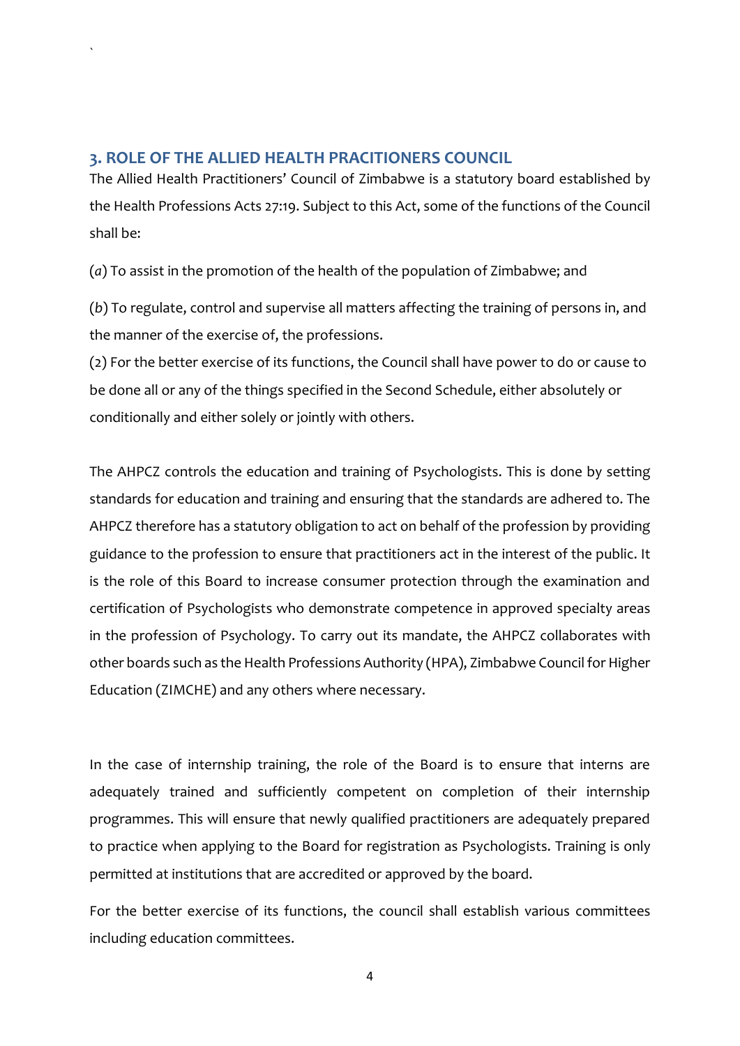## 3. ROLE OF THE ALLIED HEALTH PRACITIONERS COUNCIL

The Allied Health Practitioners' Council of Zimbabwe is a statutory board established by the Health Professions Acts 27:19. Subject to this Act, some of the functions of the Council shall be:

(*a*) To assist in the promotion of the health of the population of Zimbabwe; and

(*b*) To regulate, control and supervise all matters affecting the training of persons in, and the manner of the exercise of, the professions.

(2) For the better exercise of its functions, the Council shall have power to do or cause to be done all or any of the things specified in the Second Schedule, either absolutely or conditionally and either solely or jointly with others.

The AHPCZ controls the education and training of Psychologists. This is done by setting standards for education and training and ensuring that the standards are adhered to. The AHPCZ therefore has a statutory obligation to act on behalf of the profession by providing guidance to the profession to ensure that practitioners act in the interest of the public. It is the role of this Board to increase consumer protection through the examination and certification of Psychologists who demonstrate competence in approved specialty areas in the profession of Psychology. To carry out its mandate, the AHPCZ collaborates with other boards such as the Health Professions Authority (HPA), Zimbabwe Council for Higher Education (ZIMCHE) and any others where necessary.

In the case of internship training, the role of the Board is to ensure that interns are adequately trained and sufficiently competent on completion of their internship programmes. This will ensure that newly qualified practitioners are adequately prepared to practice when applying to the Board for registration as Psychologists. Training is only permitted at institutions that are accredited or approved by the board.

For the better exercise of its functions, the council shall establish various committees including education committees.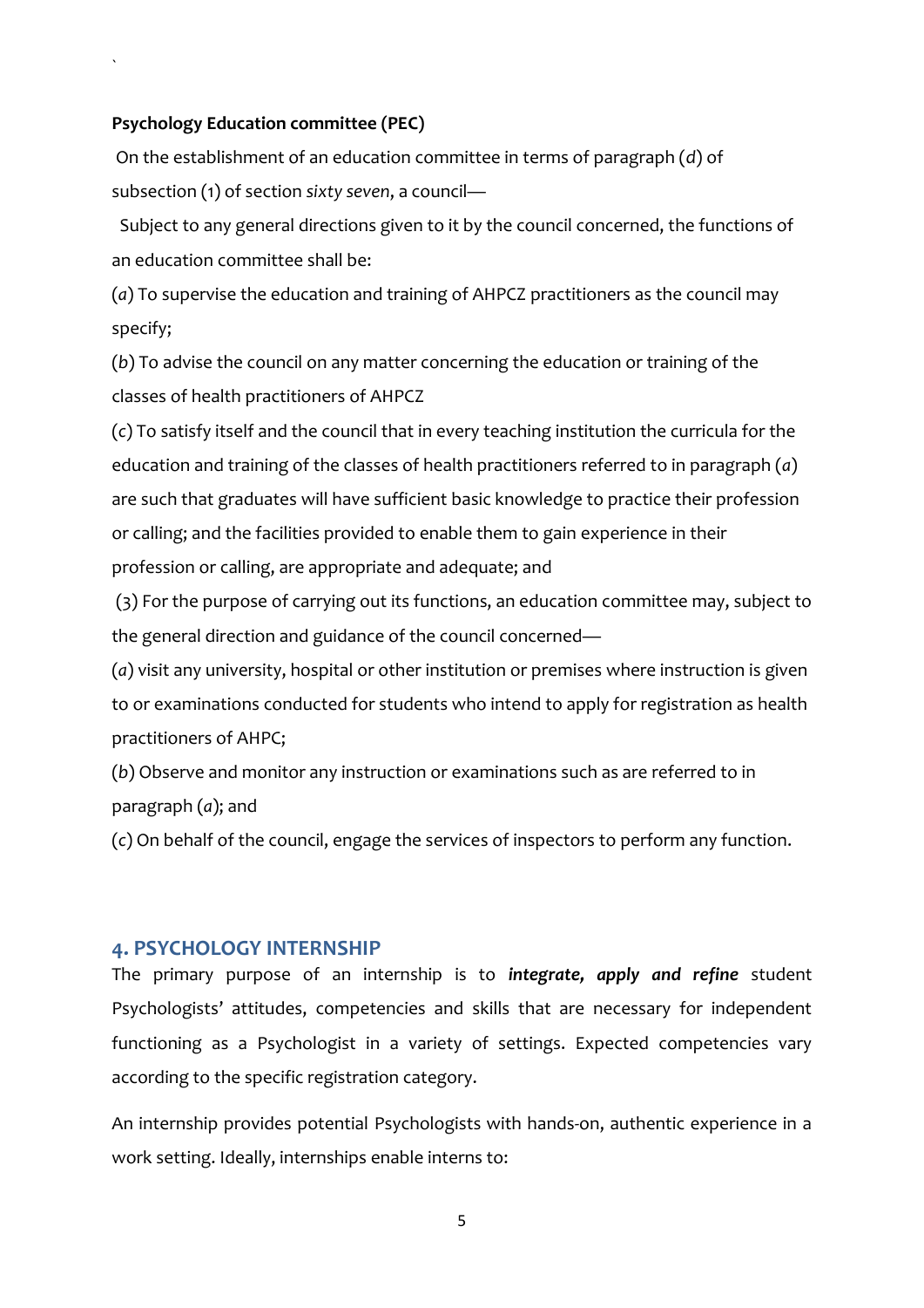**Psychology Education committee (PEC)**

On the establishment of an education committee in terms of paragraph (*d*) of subsection (1) of section *sixty seven*, a council—

Subject to any general directions given to it by the council concerned, the functions of an education committee shall be:

(*a*) To supervise the education and training of AHPCZ practitioners as the council may specify;

(*b*) To advise the council on any matter concerning the education or training of the classes of health practitioners of AHPCZ

(*c*) To satisfy itself and the council that in every teaching institution the curricula for the education and training of the classes of health practitioners referred to in paragraph (*a*) are such that graduates will have sufficient basic knowledge to practice their profession or calling; and the facilities provided to enable them to gain experience in their profession or calling, are appropriate and adequate; and

(3) For the purpose of carrying out its functions, an education committee may, subject to the general direction and guidance of the council concerned—

(*a*) visit any university, hospital or other institution or premises where instruction is given to or examinations conducted for students who intend to apply for registration as health practitioners of AHPC;

(*b*) Observe and monitor any instruction or examinations such as are referred to in paragraph (*a*); and

(*c*) On behalf of the council, engage the services of inspectors to perform any function.

## 4. PSYCHOLOGY INTERNSHIP

The primary purpose of an internship is to ***integrate, apply and refine*** student Psychologists' attitudes, competencies and skills that are necessary for independent functioning as a Psychologist in a variety of settings. Expected competencies vary according to the specific registration category.

An internship provides potential Psychologists with hands-on, authentic experience in a work setting. Ideally, internships enable interns to: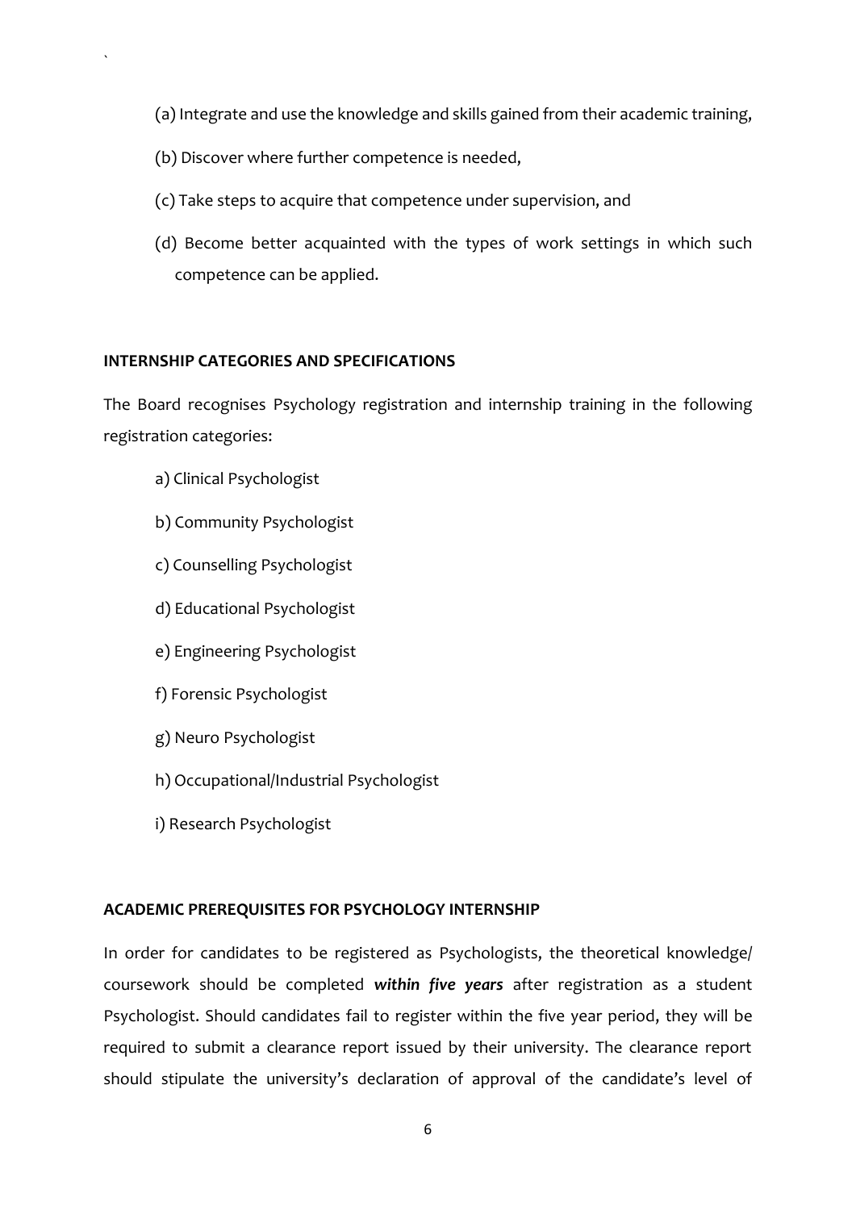(a) Integrate and use the knowledge and skills gained from their academic training,

(b) Discover where further competence is needed,

(c) Take steps to acquire that competence under supervision, and

(d) Become better acquainted with the types of work settings in which such competence can be applied.

## INTERNSHIP CATEGORIES AND SPECIFICATIONS

The Board recognises Psychology registration and internship training in the following registration categories:

a) Clinical Psychologist

b) Community Psychologist

c) Counselling Psychologist

d) Educational Psychologist

e) Engineering Psychologist

f) Forensic Psychologist

g) Neuro Psychologist

h) Occupational/Industrial Psychologist

i) Research Psychologist

## ACADEMIC PREREQUISITES FOR PSYCHOLOGY INTERNSHIP

In order for candidates to be registered as Psychologists, the theoretical knowledge/ coursework should be completed ***within five years*** after registration as a student Psychologist. Should candidates fail to register within the five year period, they will be required to submit a clearance report issued by their university. The clearance report should stipulate the university's declaration of approval of the candidate's level of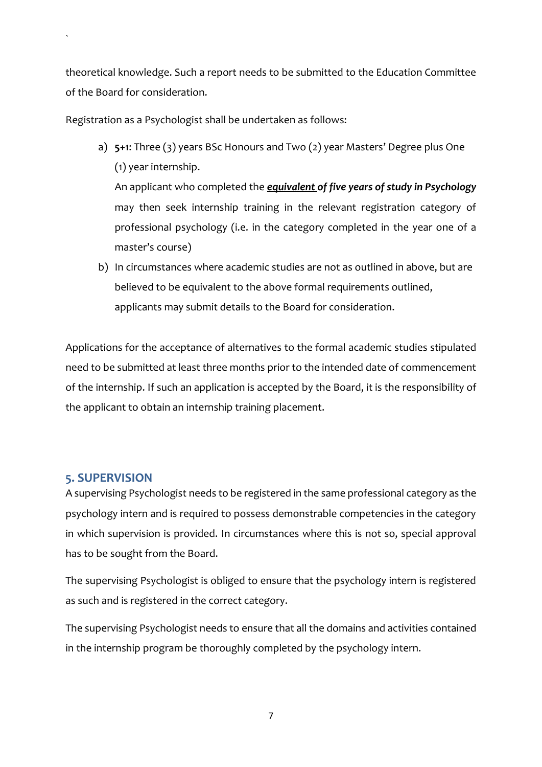theoretical knowledge. Such a report needs to be submitted to the Education Committee of the Board for consideration.

Registration as a Psychologist shall be undertaken as follows:

a) **5+1**: Three (3) years BSc Honours and Two (2) year Masters' Degree plus One (1) year internship.

   An applicant who completed the ***equivalent of five years of study in Psychology*** may then seek internship training in the relevant registration category of professional psychology (i.e. in the category completed in the year one of a master's course)

b) In circumstances where academic studies are not as outlined in above, but are believed to be equivalent to the above formal requirements outlined, applicants may submit details to the Board for consideration.

Applications for the acceptance of alternatives to the formal academic studies stipulated need to be submitted at least three months prior to the intended date of commencement of the internship. If such an application is accepted by the Board, it is the responsibility of the applicant to obtain an internship training placement.

## 5. SUPERVISION

A supervising Psychologist needs to be registered in the same professional category as the psychology intern and is required to possess demonstrable competencies in the category in which supervision is provided. In circumstances where this is not so, special approval has to be sought from the Board.

The supervising Psychologist is obliged to ensure that the psychology intern is registered as such and is registered in the correct category.

The supervising Psychologist needs to ensure that all the domains and activities contained in the internship program be thoroughly completed by the psychology intern.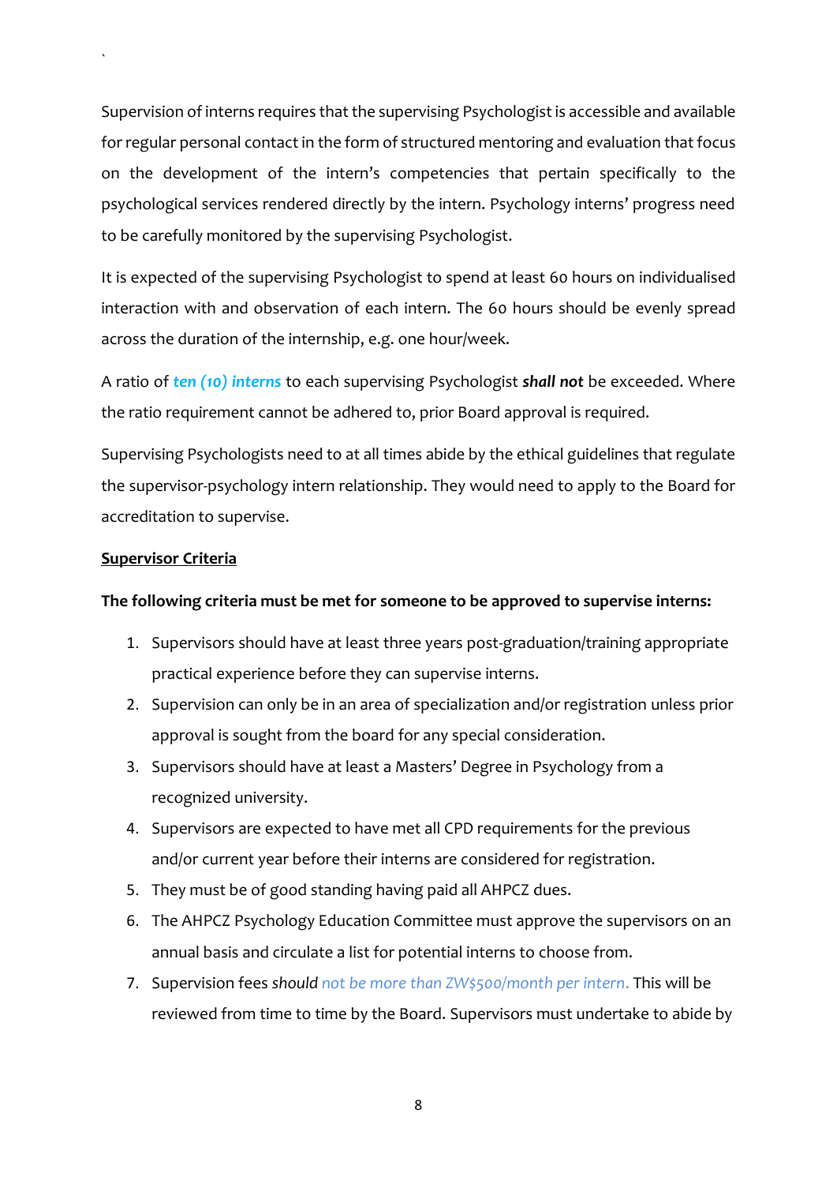Supervision of interns requires that the supervising Psychologist is accessible and available for regular personal contact in the form of structured mentoring and evaluation that focus on the development of the intern's competencies that pertain specifically to the psychological services rendered directly by the intern. Psychology interns' progress need to be carefully monitored by the supervising Psychologist.

It is expected of the supervising Psychologist to spend at least 60 hours on individualised interaction with and observation of each intern. The 60 hours should be evenly spread across the duration of the internship, e.g. one hour/week.

A ratio of ***ten (10) interns*** to each supervising Psychologist ***shall not*** be exceeded. Where the ratio requirement cannot be adhered to, prior Board approval is required.

Supervising Psychologists need to at all times abide by the ethical guidelines that regulate the supervisor-psychology intern relationship. They would need to apply to the Board for accreditation to supervise.

**Supervisor Criteria**

**The following criteria must be met for someone to be approved to supervise interns:**

1. Supervisors should have at least three years post-graduation/training appropriate practical experience before they can supervise interns.
2. Supervision can only be in an area of specialization and/or registration unless prior approval is sought from the board for any special consideration.
3. Supervisors should have at least a Masters' Degree in Psychology from a recognized university.
4. Supervisors are expected to have met all CPD requirements for the previous and/or current year before their interns are considered for registration.
5. They must be of good standing having paid all AHPCZ dues.
6. The AHPCZ Psychology Education Committee must approve the supervisors on an annual basis and circulate a list for potential interns to choose from.
7. Supervision fees *should* not be more than ZW$500/month per intern. This will be reviewed from time to time by the Board. Supervisors must undertake to abide by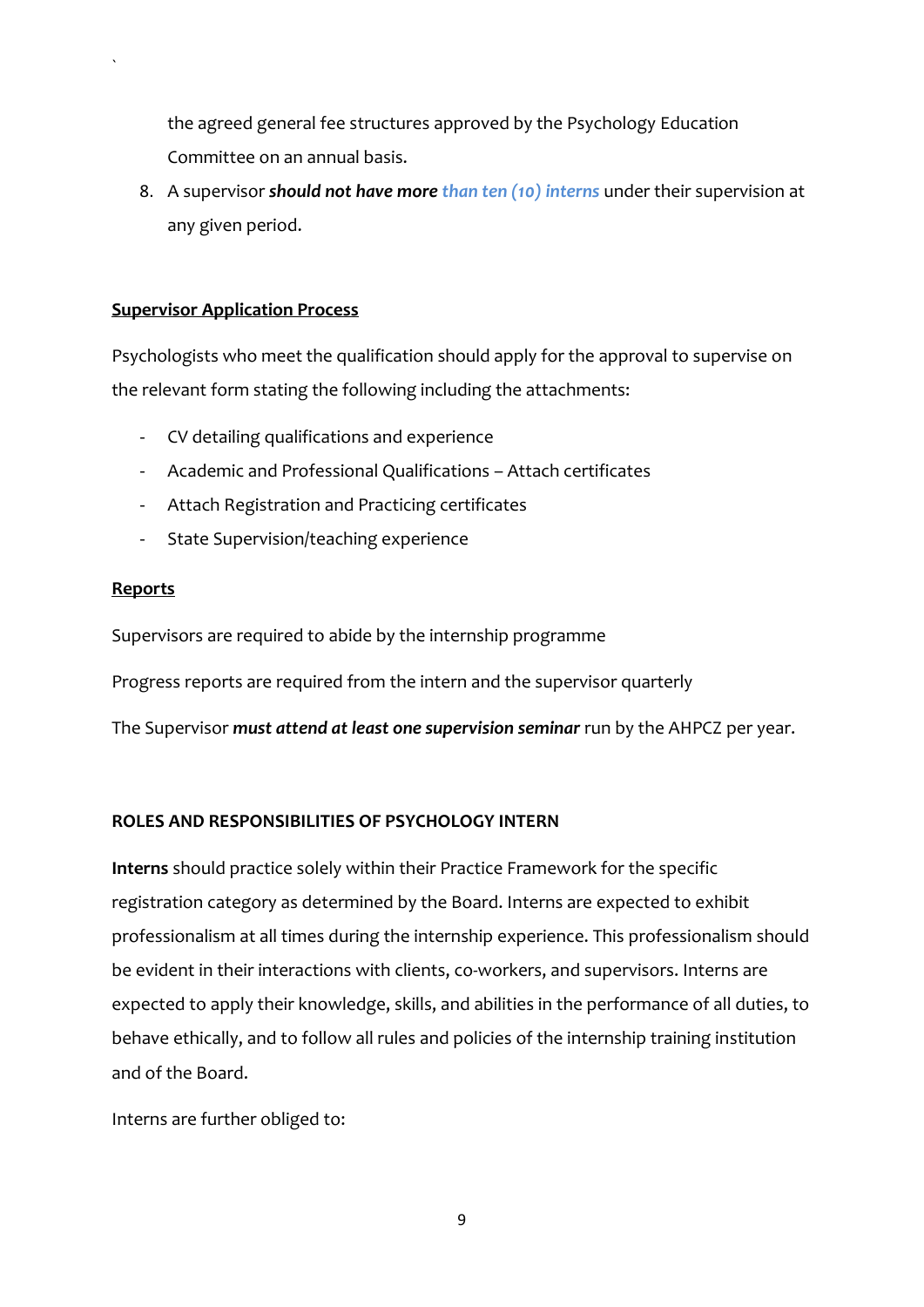the agreed general fee structures approved by the Psychology Education Committee on an annual basis.

8. A supervisor ***should not have more than ten (10) interns*** under their supervision at any given period.

**Supervisor Application Process**

Psychologists who meet the qualification should apply for the approval to supervise on the relevant form stating the following including the attachments:

- CV detailing qualifications and experience
- Academic and Professional Qualifications – Attach certificates
- Attach Registration and Practicing certificates
- State Supervision/teaching experience

**Reports**

Supervisors are required to abide by the internship programme

Progress reports are required from the intern and the supervisor quarterly

The Supervisor ***must attend at least one supervision seminar*** run by the AHPCZ per year.

**ROLES AND RESPONSIBILITIES OF PSYCHOLOGY INTERN**

**Interns** should practice solely within their Practice Framework for the specific registration category as determined by the Board. Interns are expected to exhibit professionalism at all times during the internship experience. This professionalism should be evident in their interactions with clients, co-workers, and supervisors. Interns are expected to apply their knowledge, skills, and abilities in the performance of all duties, to behave ethically, and to follow all rules and policies of the internship training institution and of the Board.

Interns are further obliged to: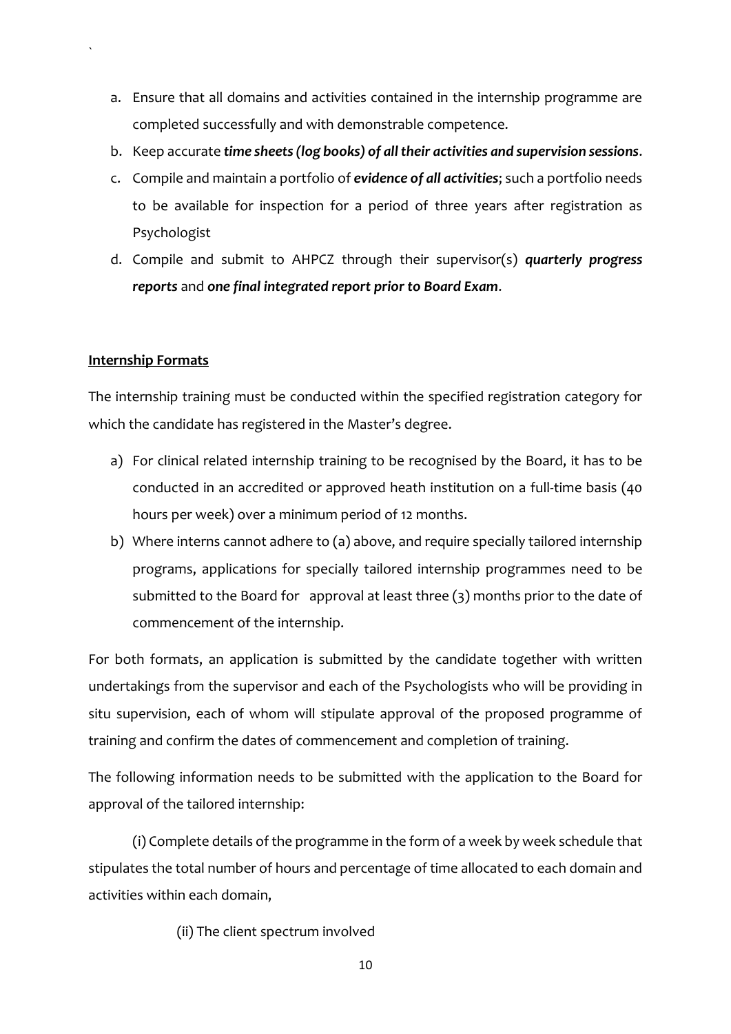a. Ensure that all domains and activities contained in the internship programme are completed successfully and with demonstrable competence.
b. Keep accurate ***time sheets (log books) of all their activities and supervision sessions***.
c. Compile and maintain a portfolio of ***evidence of all activities***; such a portfolio needs to be available for inspection for a period of three years after registration as Psychologist
d. Compile and submit to AHPCZ through their supervisor(s) ***quarterly progress reports*** and ***one final integrated report prior to Board Exam***.

**<u>Internship Formats</u>**

The internship training must be conducted within the specified registration category for which the candidate has registered in the Master's degree.

a) For clinical related internship training to be recognised by the Board, it has to be conducted in an accredited or approved heath institution on a full-time basis (40 hours per week) over a minimum period of 12 months.
b) Where interns cannot adhere to (a) above, and require specially tailored internship programs, applications for specially tailored internship programmes need to be submitted to the Board for approval at least three (3) months prior to the date of commencement of the internship.

For both formats, an application is submitted by the candidate together with written undertakings from the supervisor and each of the Psychologists who will be providing in situ supervision, each of whom will stipulate approval of the proposed programme of training and confirm the dates of commencement and completion of training.

The following information needs to be submitted with the application to the Board for approval of the tailored internship:

(i) Complete details of the programme in the form of a week by week schedule that stipulates the total number of hours and percentage of time allocated to each domain and activities within each domain,

(ii) The client spectrum involved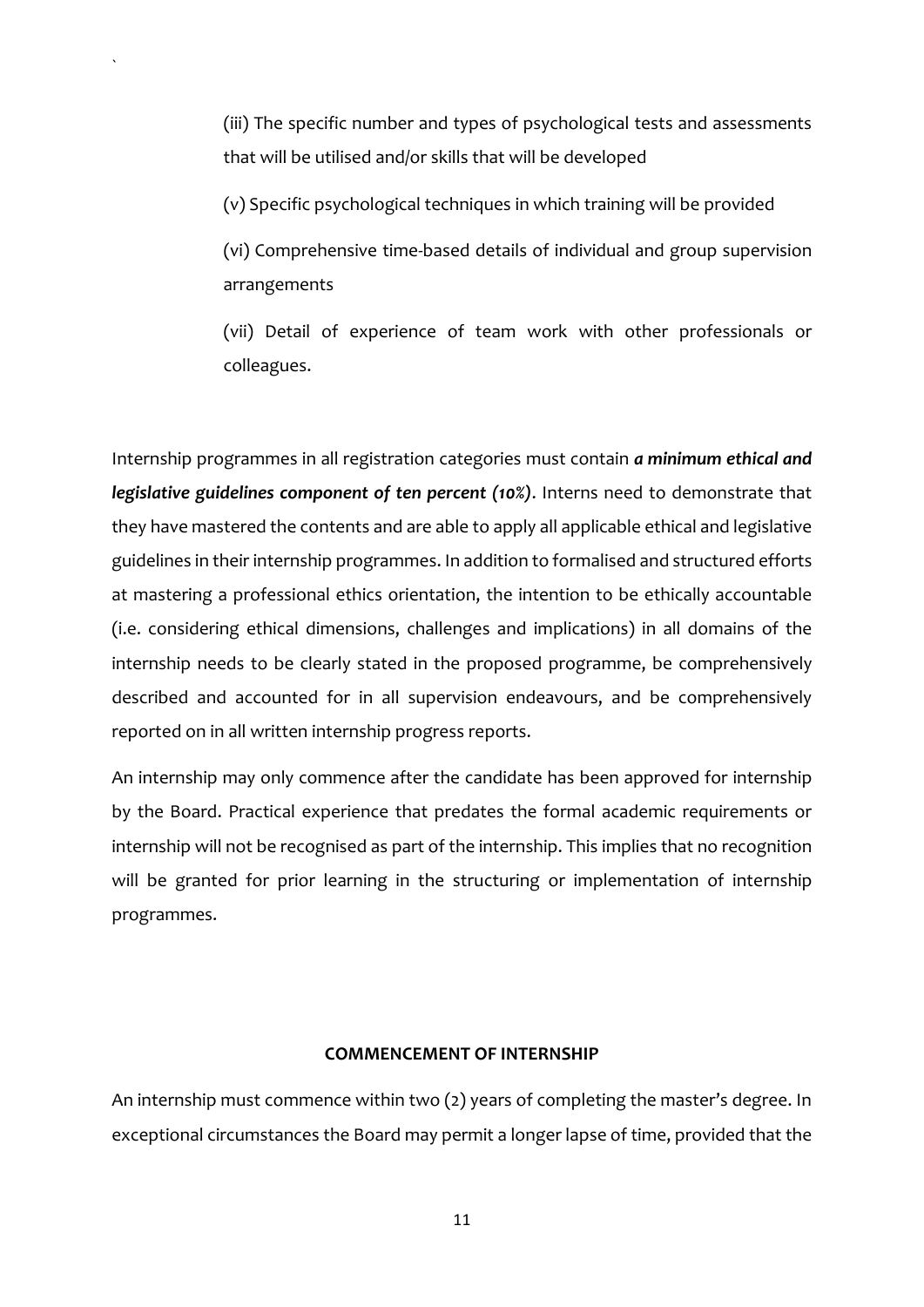(iii) The specific number and types of psychological tests and assessments that will be utilised and/or skills that will be developed

(v) Specific psychological techniques in which training will be provided

(vi) Comprehensive time-based details of individual and group supervision arrangements

(vii) Detail of experience of team work with other professionals or colleagues.

Internship programmes in all registration categories must contain ***a minimum ethical and legislative guidelines component of ten percent (10%)***. Interns need to demonstrate that they have mastered the contents and are able to apply all applicable ethical and legislative guidelines in their internship programmes. In addition to formalised and structured efforts at mastering a professional ethics orientation, the intention to be ethically accountable (i.e. considering ethical dimensions, challenges and implications) in all domains of the internship needs to be clearly stated in the proposed programme, be comprehensively described and accounted for in all supervision endeavours, and be comprehensively reported on in all written internship progress reports.

An internship may only commence after the candidate has been approved for internship by the Board. Practical experience that predates the formal academic requirements or internship will not be recognised as part of the internship. This implies that no recognition will be granted for prior learning in the structuring or implementation of internship programmes.

## COMMENCEMENT OF INTERNSHIP

An internship must commence within two (2) years of completing the master's degree. In exceptional circumstances the Board may permit a longer lapse of time, provided that the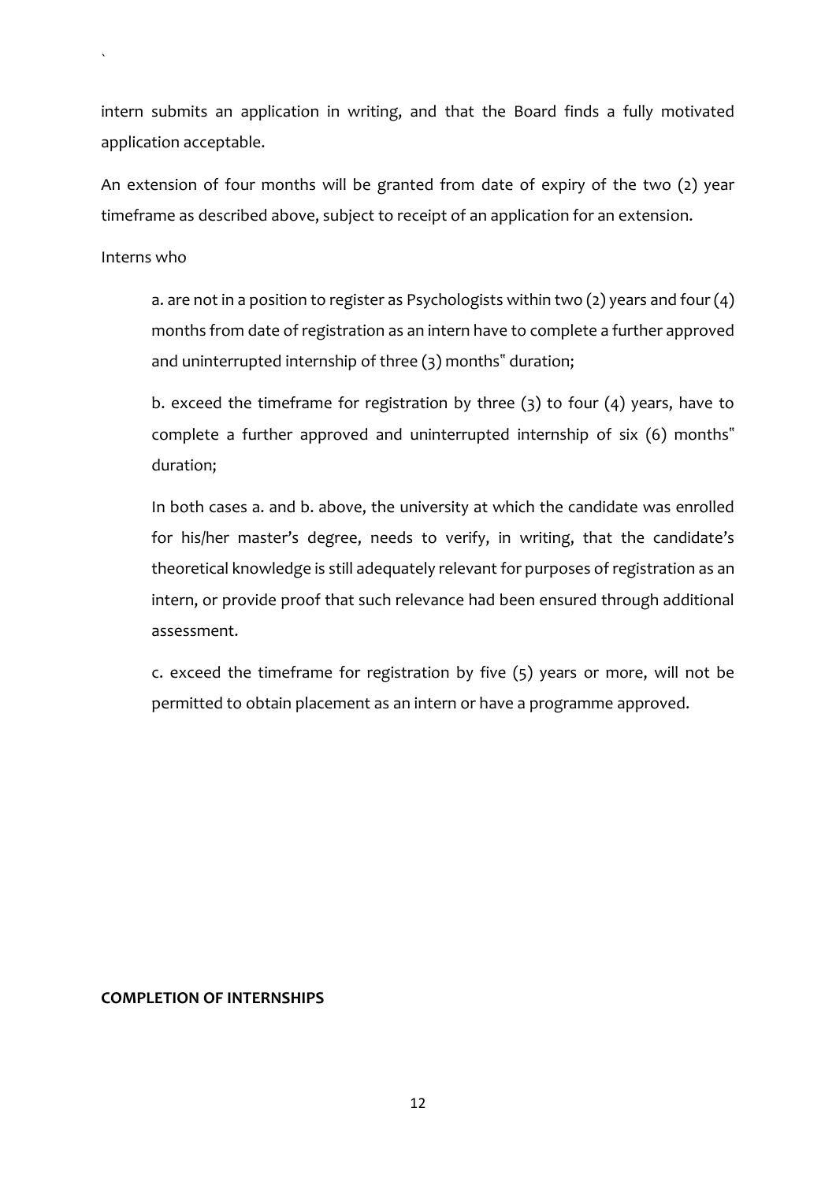intern submits an application in writing, and that the Board finds a fully motivated application acceptable.

An extension of four months will be granted from date of expiry of the two (2) year timeframe as described above, subject to receipt of an application for an extension.

Interns who

a. are not in a position to register as Psychologists within two (2) years and four (4) months from date of registration as an intern have to complete a further approved and uninterrupted internship of three (3) months" duration;

b. exceed the timeframe for registration by three (3) to four (4) years, have to complete a further approved and uninterrupted internship of six (6) months" duration;

In both cases a. and b. above, the university at which the candidate was enrolled for his/her master's degree, needs to verify, in writing, that the candidate's theoretical knowledge is still adequately relevant for purposes of registration as an intern, or provide proof that such relevance had been ensured through additional assessment.

c. exceed the timeframe for registration by five (5) years or more, will not be permitted to obtain placement as an intern or have a programme approved.

**COMPLETION OF INTERNSHIPS**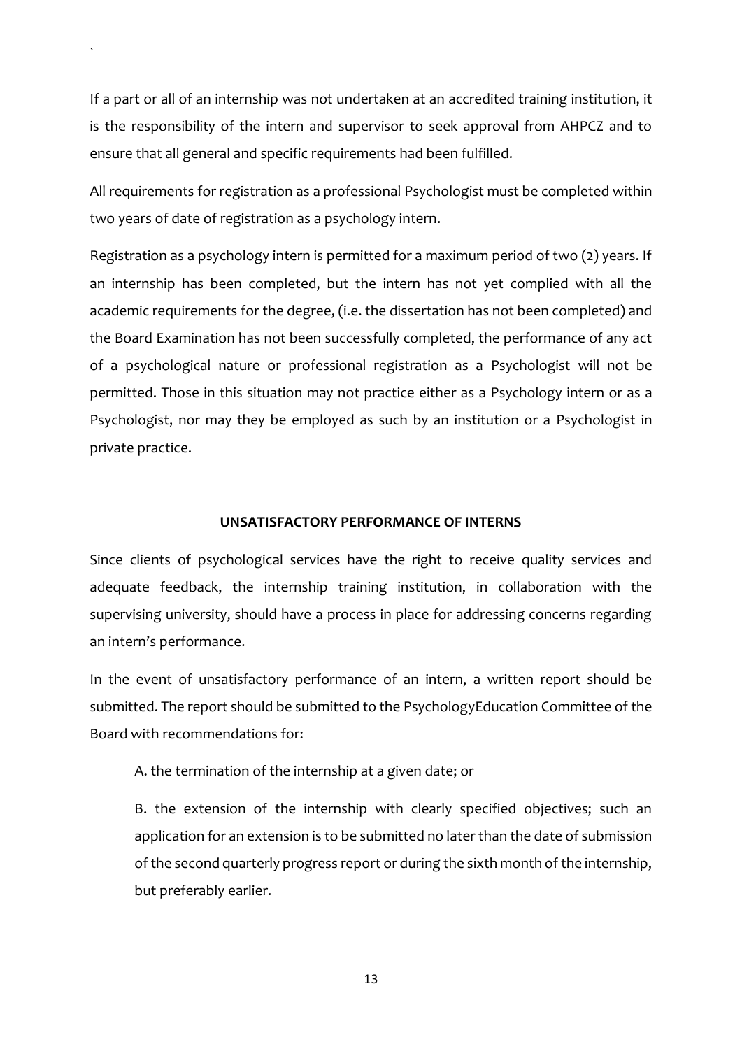If a part or all of an internship was not undertaken at an accredited training institution, it is the responsibility of the intern and supervisor to seek approval from AHPCZ and to ensure that all general and specific requirements had been fulfilled.

All requirements for registration as a professional Psychologist must be completed within two years of date of registration as a psychology intern.

Registration as a psychology intern is permitted for a maximum period of two (2) years. If an internship has been completed, but the intern has not yet complied with all the academic requirements for the degree, (i.e. the dissertation has not been completed) and the Board Examination has not been successfully completed, the performance of any act of a psychological nature or professional registration as a Psychologist will not be permitted. Those in this situation may not practice either as a Psychology intern or as a Psychologist, nor may they be employed as such by an institution or a Psychologist in private practice.

## UNSATISFACTORY PERFORMANCE OF INTERNS

Since clients of psychological services have the right to receive quality services and adequate feedback, the internship training institution, in collaboration with the supervising university, should have a process in place for addressing concerns regarding an intern's performance.

In the event of unsatisfactory performance of an intern, a written report should be submitted. The report should be submitted to the PsychologyEducation Committee of the Board with recommendations for:

A. the termination of the internship at a given date; or

B. the extension of the internship with clearly specified objectives; such an application for an extension is to be submitted no later than the date of submission of the second quarterly progress report or during the sixth month of the internship, but preferably earlier.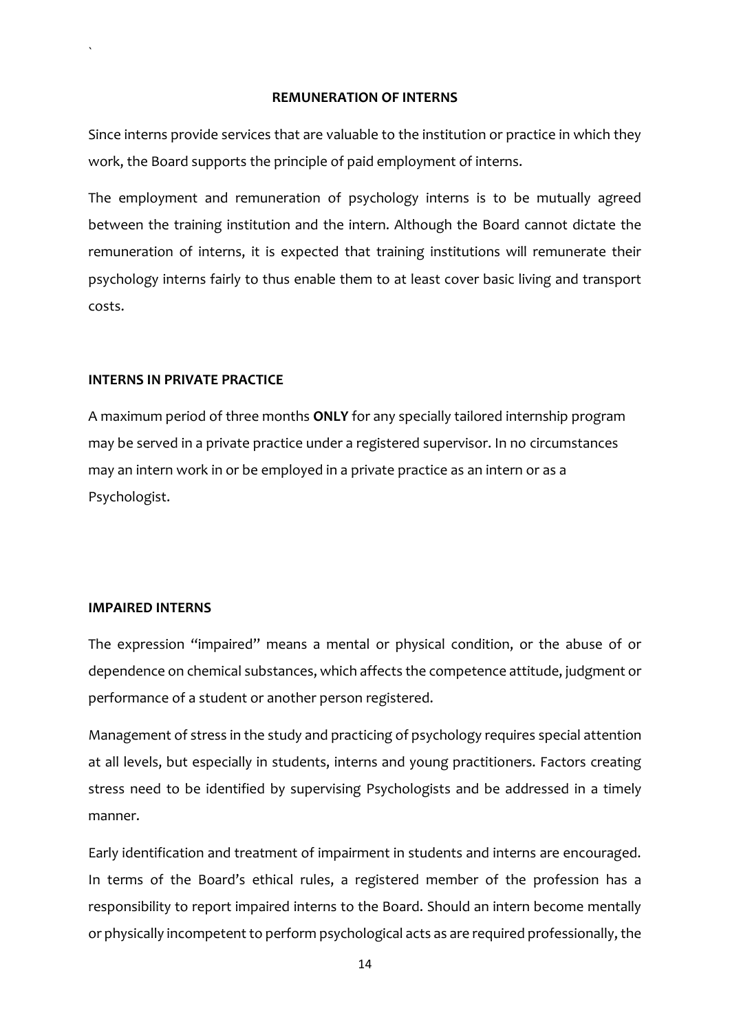## REMUNERATION OF INTERNS

Since interns provide services that are valuable to the institution or practice in which they work, the Board supports the principle of paid employment of interns.

The employment and remuneration of psychology interns is to be mutually agreed between the training institution and the intern. Although the Board cannot dictate the remuneration of interns, it is expected that training institutions will remunerate their psychology interns fairly to thus enable them to at least cover basic living and transport costs.

## INTERNS IN PRIVATE PRACTICE

A maximum period of three months **ONLY** for any specially tailored internship program may be served in a private practice under a registered supervisor. In no circumstances may an intern work in or be employed in a private practice as an intern or as a Psychologist.

## IMPAIRED INTERNS

The expression "impaired" means a mental or physical condition, or the abuse of or dependence on chemical substances, which affects the competence attitude, judgment or performance of a student or another person registered.

Management of stress in the study and practicing of psychology requires special attention at all levels, but especially in students, interns and young practitioners. Factors creating stress need to be identified by supervising Psychologists and be addressed in a timely manner.

Early identification and treatment of impairment in students and interns are encouraged. In terms of the Board's ethical rules, a registered member of the profession has a responsibility to report impaired interns to the Board. Should an intern become mentally or physically incompetent to perform psychological acts as are required professionally, the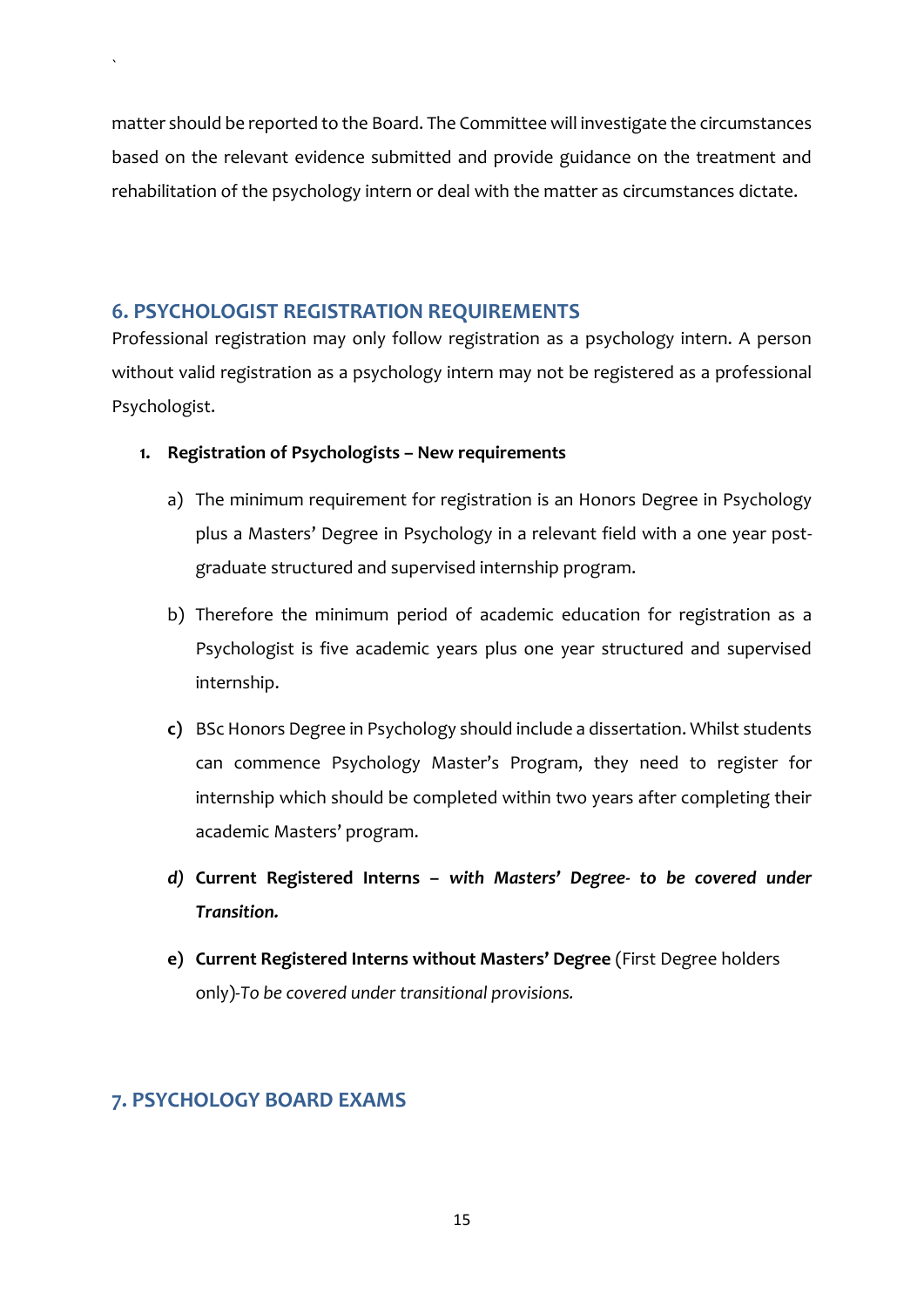matter should be reported to the Board. The Committee will investigate the circumstances based on the relevant evidence submitted and provide guidance on the treatment and rehabilitation of the psychology intern or deal with the matter as circumstances dictate.

## 6. PSYCHOLOGIST REGISTRATION REQUIREMENTS

Professional registration may only follow registration as a psychology intern. A person without valid registration as a psychology intern may not be registered as a professional Psychologist.

1. **Registration of Psychologists – New requirements**

   a) The minimum requirement for registration is an Honors Degree in Psychology plus a Masters' Degree in Psychology in a relevant field with a one year post-graduate structured and supervised internship program.

   b) Therefore the minimum period of academic education for registration as a Psychologist is five academic years plus one year structured and supervised internship.

   **c)** BSc Honors Degree in Psychology should include a dissertation. Whilst students can commence Psychology Master's Program, they need to register for internship which should be completed within two years after completing their academic Masters' program.

   ***d)*** **Current Registered Interns –** ***with Masters' Degree- to be covered under Transition.***

   **e) Current Registered Interns without Masters' Degree** (First Degree holders only)-*To be covered under transitional provisions.*

## 7. PSYCHOLOGY BOARD EXAMS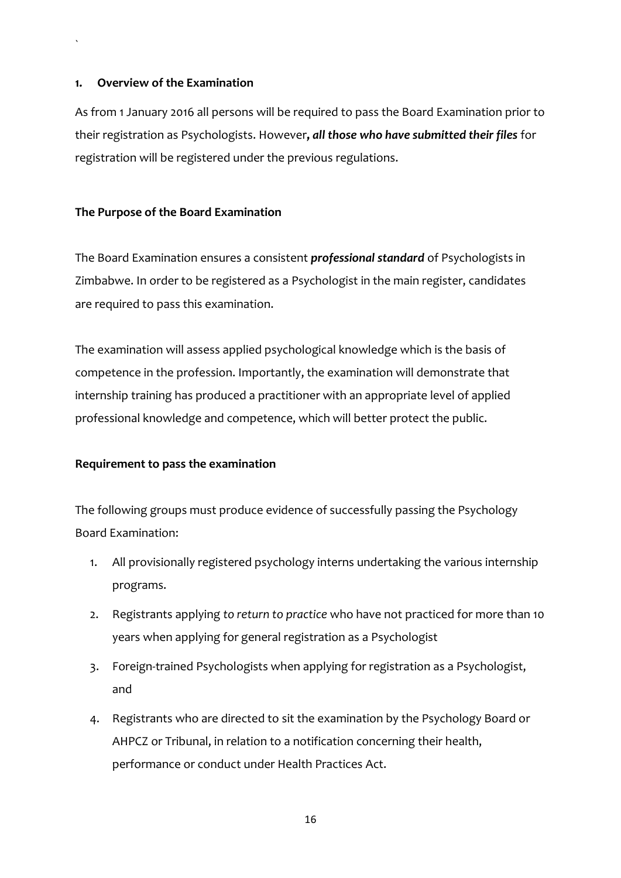## 1. Overview of the Examination

As from 1 January 2016 all persons will be required to pass the Board Examination prior to their registration as Psychologists. However***, all those who have submitted their files*** for registration will be registered under the previous regulations.

### The Purpose of the Board Examination

The Board Examination ensures a consistent ***professional standard*** of Psychologists in Zimbabwe. In order to be registered as a Psychologist in the main register, candidates are required to pass this examination.

The examination will assess applied psychological knowledge which is the basis of competence in the profession. Importantly, the examination will demonstrate that internship training has produced a practitioner with an appropriate level of applied professional knowledge and competence, which will better protect the public.

### Requirement to pass the examination

The following groups must produce evidence of successfully passing the Psychology Board Examination:

1. All provisionally registered psychology interns undertaking the various internship programs.
2. Registrants applying *to return to practice* who have not practiced for more than 10 years when applying for general registration as a Psychologist
3. Foreign-trained Psychologists when applying for registration as a Psychologist, and
4. Registrants who are directed to sit the examination by the Psychology Board or AHPCZ or Tribunal, in relation to a notification concerning their health, performance or conduct under Health Practices Act.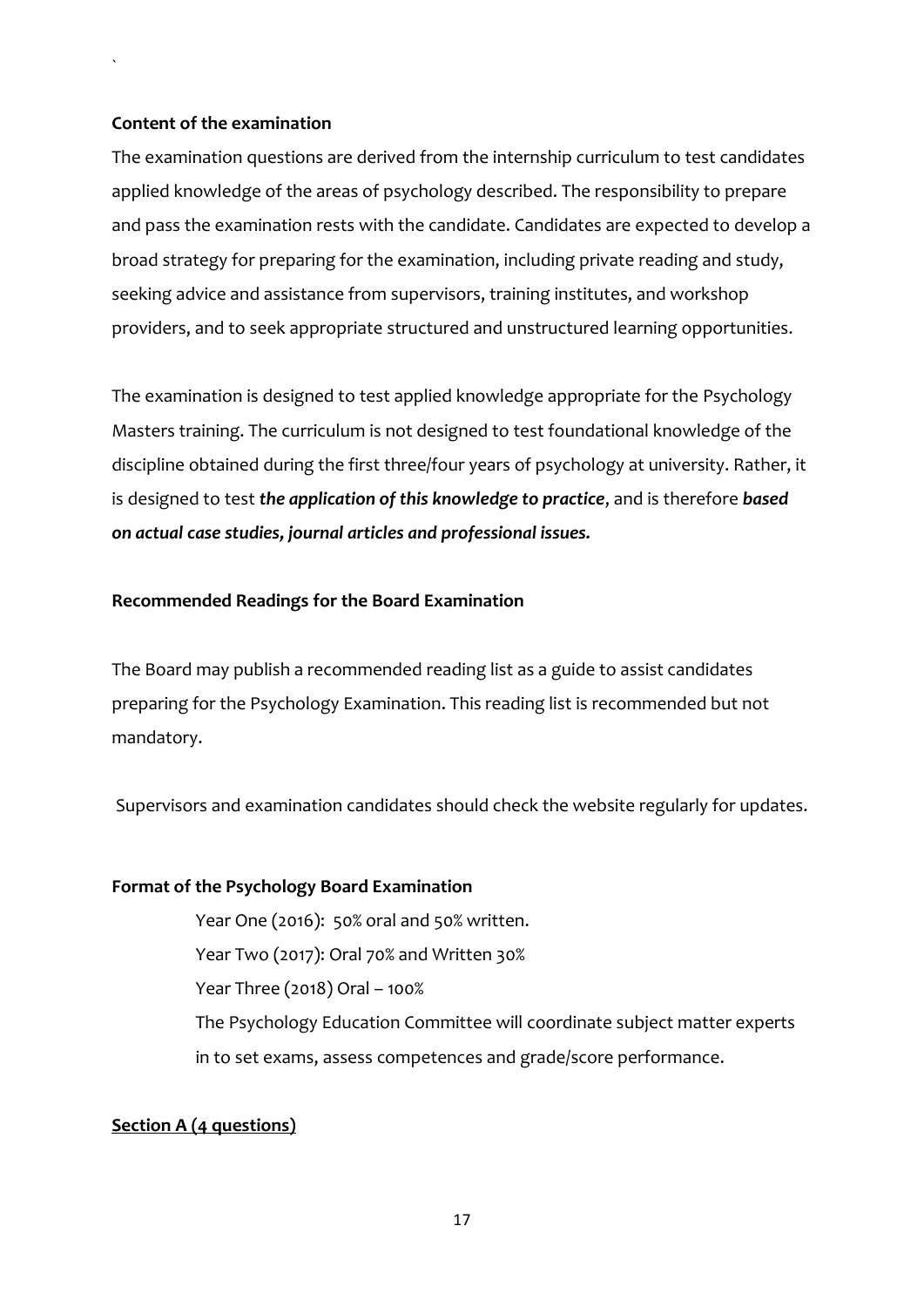**Content of the examination**

The examination questions are derived from the internship curriculum to test candidates applied knowledge of the areas of psychology described. The responsibility to prepare and pass the examination rests with the candidate. Candidates are expected to develop a broad strategy for preparing for the examination, including private reading and study, seeking advice and assistance from supervisors, training institutes, and workshop providers, and to seek appropriate structured and unstructured learning opportunities.

The examination is designed to test applied knowledge appropriate for the Psychology Masters training. The curriculum is not designed to test foundational knowledge of the discipline obtained during the first three/four years of psychology at university. Rather, it is designed to test ***the application of this knowledge to practice***, and is therefore ***based on actual case studies, journal articles and professional issues.***

**Recommended Readings for the Board Examination**

The Board may publish a recommended reading list as a guide to assist candidates preparing for the Psychology Examination. This reading list is recommended but not mandatory.

Supervisors and examination candidates should check the website regularly for updates.

**Format of the Psychology Board Examination**

Year One (2016): 50% oral and 50% written.
Year Two (2017): Oral 70% and Written 30%
Year Three (2018) Oral – 100%
The Psychology Education Committee will coordinate subject matter experts in to set exams, assess competences and grade/score performance.

**Section A (4 questions)**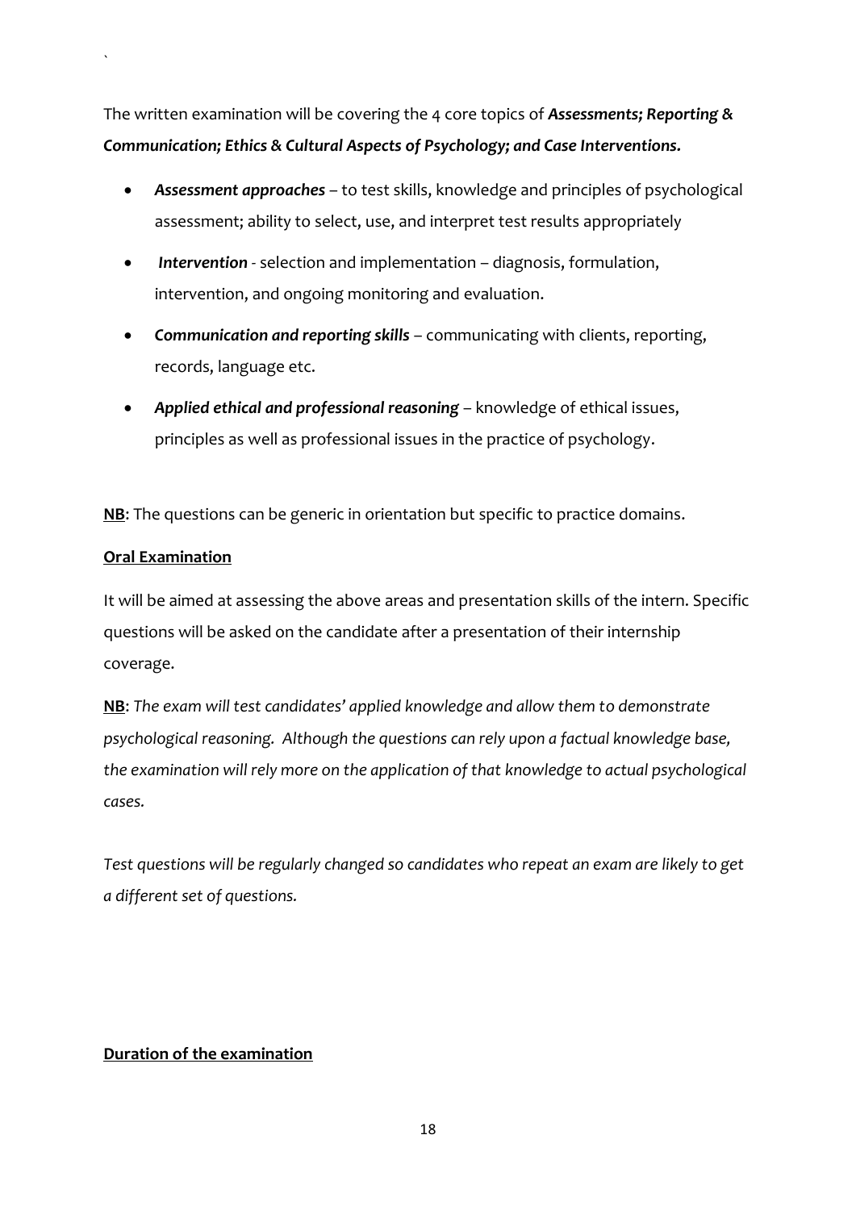The written examination will be covering the 4 core topics of ***Assessments; Reporting & Communication; Ethics & Cultural Aspects of Psychology; and Case Interventions.***

- ***Assessment approaches*** – to test skills, knowledge and principles of psychological assessment; ability to select, use, and interpret test results appropriately
- ***Intervention*** - selection and implementation – diagnosis, formulation, intervention, and ongoing monitoring and evaluation.
- ***Communication and reporting skills*** – communicating with clients, reporting, records, language etc.
- ***Applied ethical and professional reasoning*** – knowledge of ethical issues, principles as well as professional issues in the practice of psychology.

**NB**: The questions can be generic in orientation but specific to practice domains.

**Oral Examination**

It will be aimed at assessing the above areas and presentation skills of the intern. Specific questions will be asked on the candidate after a presentation of their internship coverage.

**NB**: *The exam will test candidates' applied knowledge and allow them to demonstrate psychological reasoning. Although the questions can rely upon a factual knowledge base, the examination will rely more on the application of that knowledge to actual psychological cases.*

*Test questions will be regularly changed so candidates who repeat an exam are likely to get a different set of questions.*

**Duration of the examination**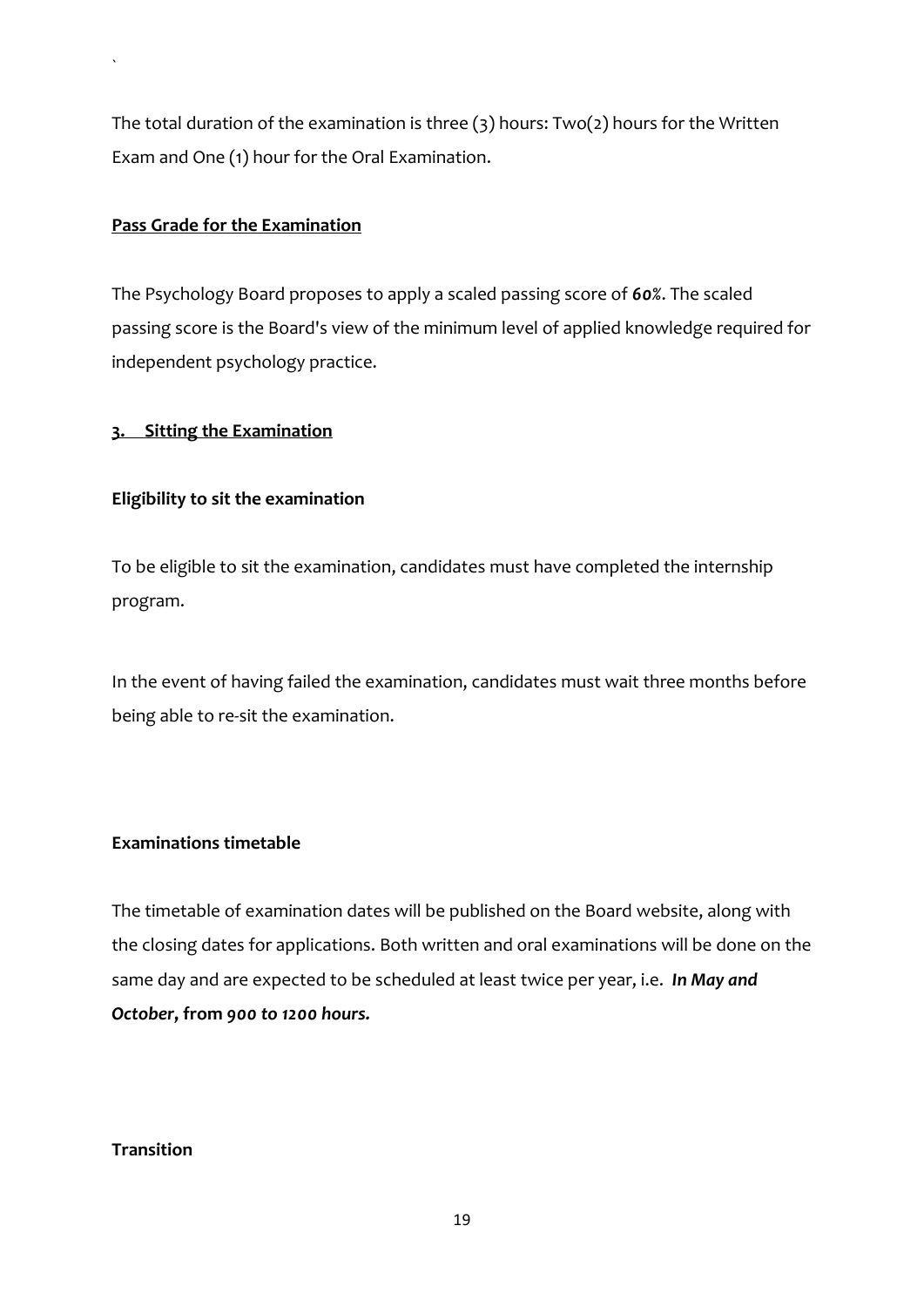The total duration of the examination is three (3) hours: Two(2) hours for the Written Exam and One (1) hour for the Oral Examination.

**Pass Grade for the Examination**

The Psychology Board proposes to apply a scaled passing score of ***60%***. The scaled passing score is the Board's view of the minimum level of applied knowledge required for independent psychology practice.

## 3. Sitting the Examination

**Eligibility to sit the examination**

To be eligible to sit the examination, candidates must have completed the internship program.

In the event of having failed the examination, candidates must wait three months before being able to re-sit the examination.

**Examinations timetable**

The timetable of examination dates will be published on the Board website, along with the closing dates for applications. Both written and oral examinations will be done on the same day and are expected to be scheduled at least twice per year, i.e. ***In May and October*, from *900 to 1200 hours.***

**Transition**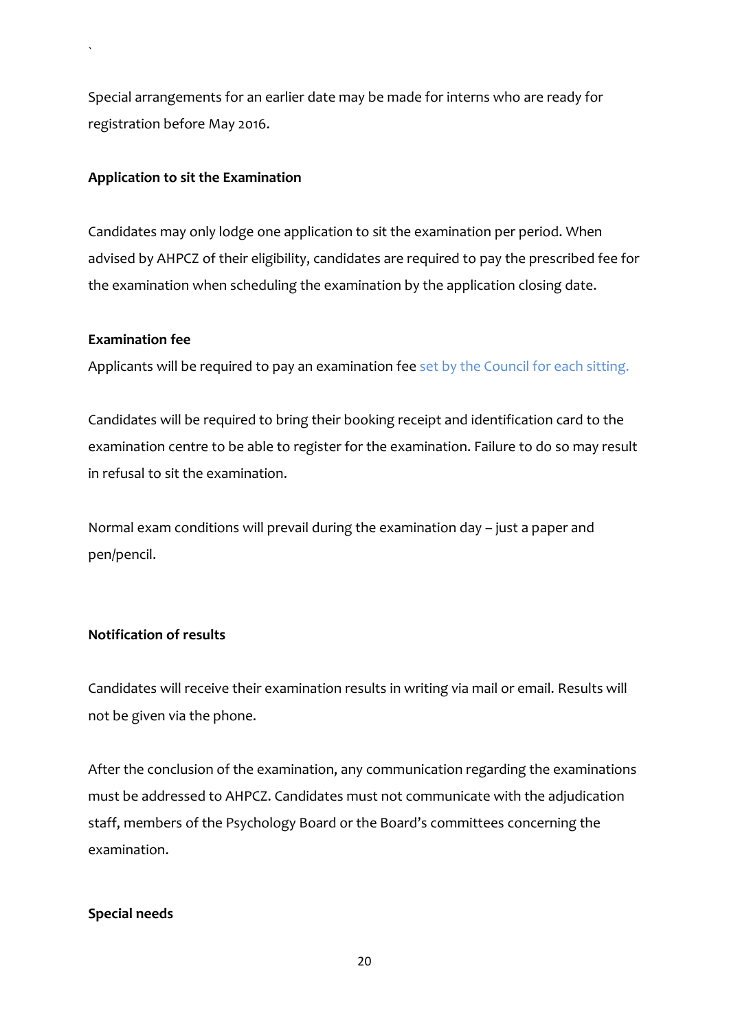Special arrangements for an earlier date may be made for interns who are ready for registration before May 2016.

**Application to sit the Examination**

Candidates may only lodge one application to sit the examination per period. When advised by AHPCZ of their eligibility, candidates are required to pay the prescribed fee for the examination when scheduling the examination by the application closing date.

**Examination fee**

Applicants will be required to pay an examination fee set by the Council for each sitting.

Candidates will be required to bring their booking receipt and identification card to the examination centre to be able to register for the examination. Failure to do so may result in refusal to sit the examination.

Normal exam conditions will prevail during the examination day – just a paper and pen/pencil.

**Notification of results**

Candidates will receive their examination results in writing via mail or email. Results will not be given via the phone.

After the conclusion of the examination, any communication regarding the examinations must be addressed to AHPCZ. Candidates must not communicate with the adjudication staff, members of the Psychology Board or the Board's committees concerning the examination.

**Special needs**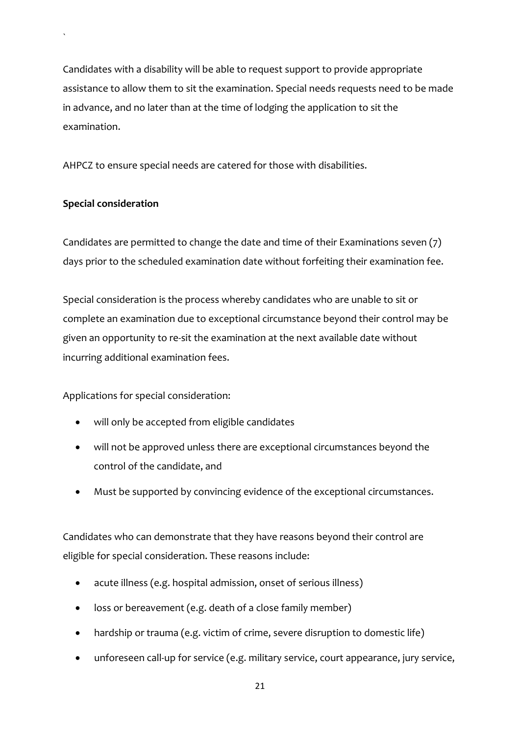Candidates with a disability will be able to request support to provide appropriate assistance to allow them to sit the examination. Special needs requests need to be made in advance, and no later than at the time of lodging the application to sit the examination.

AHPCZ to ensure special needs are catered for those with disabilities.

**Special consideration**

Candidates are permitted to change the date and time of their Examinations seven (7) days prior to the scheduled examination date without forfeiting their examination fee.

Special consideration is the process whereby candidates who are unable to sit or complete an examination due to exceptional circumstance beyond their control may be given an opportunity to re-sit the examination at the next available date without incurring additional examination fees.

Applications for special consideration:

- will only be accepted from eligible candidates
- will not be approved unless there are exceptional circumstances beyond the control of the candidate, and
- Must be supported by convincing evidence of the exceptional circumstances.

Candidates who can demonstrate that they have reasons beyond their control are eligible for special consideration. These reasons include:

- acute illness (e.g. hospital admission, onset of serious illness)
- loss or bereavement (e.g. death of a close family member)
- hardship or trauma (e.g. victim of crime, severe disruption to domestic life)
- unforeseen call-up for service (e.g. military service, court appearance, jury service,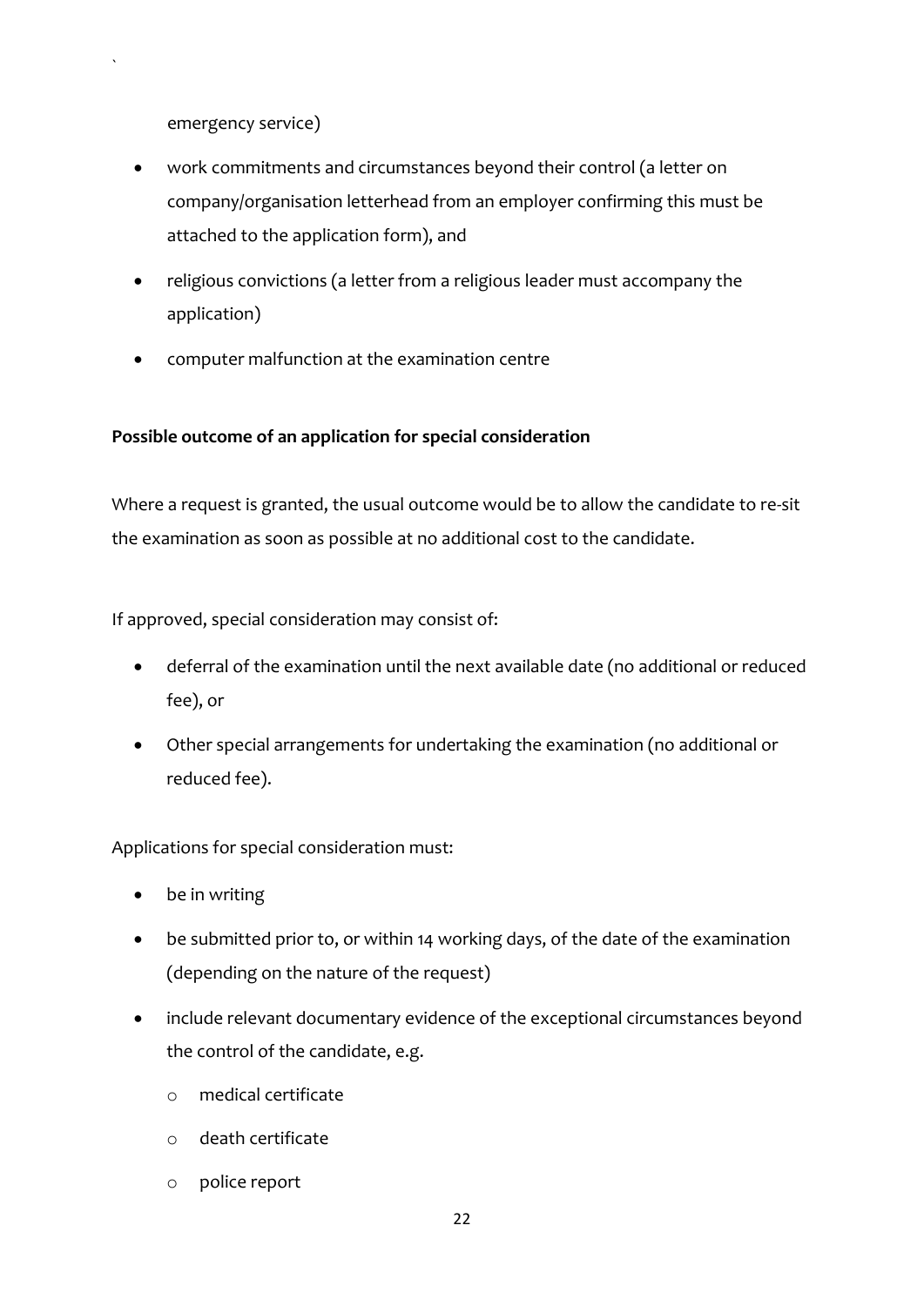emergency service)

- work commitments and circumstances beyond their control (a letter on company/organisation letterhead from an employer confirming this must be attached to the application form), and
- religious convictions (a letter from a religious leader must accompany the application)
- computer malfunction at the examination centre

**Possible outcome of an application for special consideration**

Where a request is granted, the usual outcome would be to allow the candidate to re-sit the examination as soon as possible at no additional cost to the candidate.

If approved, special consideration may consist of:

- deferral of the examination until the next available date (no additional or reduced fee), or
- Other special arrangements for undertaking the examination (no additional or reduced fee).

Applications for special consideration must:

- be in writing
- be submitted prior to, or within 14 working days, of the date of the examination (depending on the nature of the request)
- include relevant documentary evidence of the exceptional circumstances beyond the control of the candidate, e.g.
    - medical certificate
    - death certificate
    - police report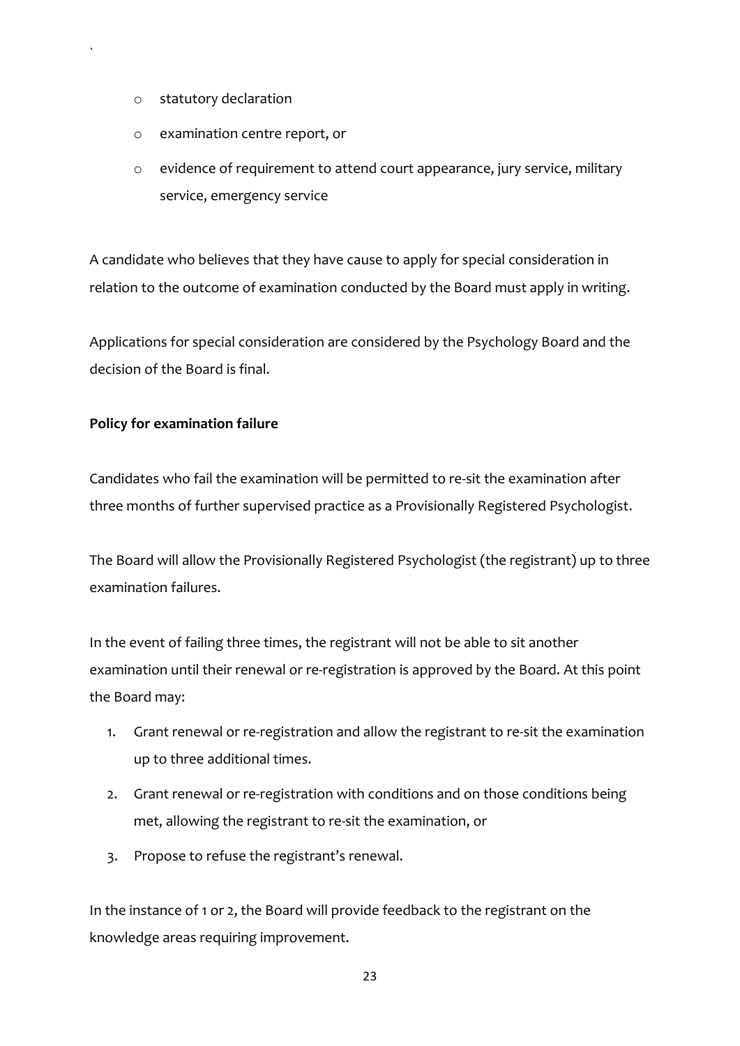- statutory declaration
- examination centre report, or
- evidence of requirement to attend court appearance, jury service, military service, emergency service

A candidate who believes that they have cause to apply for special consideration in relation to the outcome of examination conducted by the Board must apply in writing.

Applications for special consideration are considered by the Psychology Board and the decision of the Board is final.

**Policy for examination failure**

Candidates who fail the examination will be permitted to re-sit the examination after three months of further supervised practice as a Provisionally Registered Psychologist.

The Board will allow the Provisionally Registered Psychologist (the registrant) up to three examination failures.

In the event of failing three times, the registrant will not be able to sit another examination until their renewal or re-registration is approved by the Board. At this point the Board may:

1. Grant renewal or re-registration and allow the registrant to re-sit the examination up to three additional times.
2. Grant renewal or re-registration with conditions and on those conditions being met, allowing the registrant to re-sit the examination, or
3. Propose to refuse the registrant's renewal.

In the instance of 1 or 2, the Board will provide feedback to the registrant on the knowledge areas requiring improvement.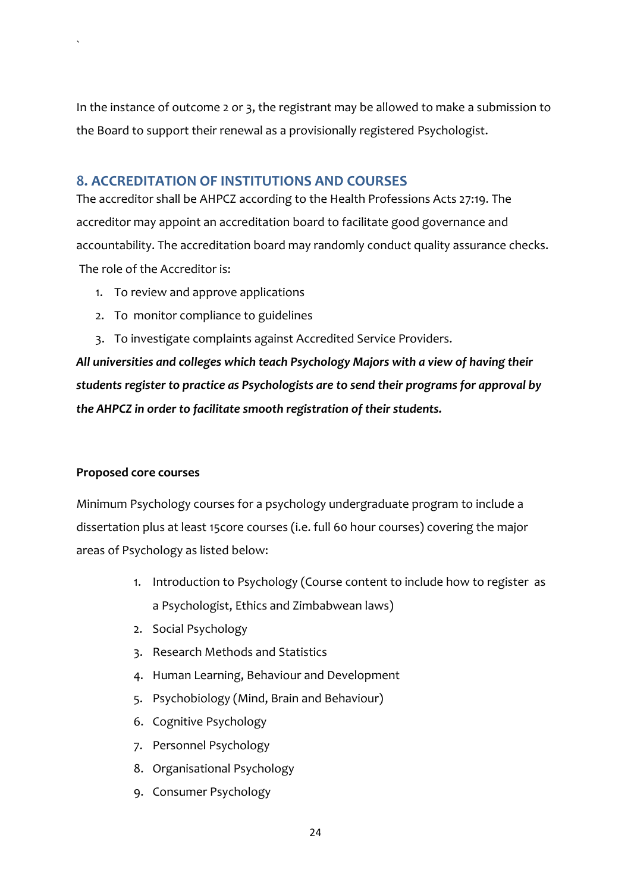In the instance of outcome 2 or 3, the registrant may be allowed to make a submission to the Board to support their renewal as a provisionally registered Psychologist.

## 8. ACCREDITATION OF INSTITUTIONS AND COURSES

The accreditor shall be AHPCZ according to the Health Professions Acts 27:19. The accreditor may appoint an accreditation board to facilitate good governance and accountability. The accreditation board may randomly conduct quality assurance checks.

The role of the Accreditor is:

1. To review and approve applications
2. To monitor compliance to guidelines
3. To investigate complaints against Accredited Service Providers.

***All universities and colleges which teach Psychology Majors with a view of having their students register to practice as Psychologists are to send their programs for approval by the AHPCZ in order to facilitate smooth registration of their students.***

**Proposed core courses**

Minimum Psychology courses for a psychology undergraduate program to include a dissertation plus at least 15core courses (i.e. full 60 hour courses) covering the major areas of Psychology as listed below:

1. Introduction to Psychology (Course content to include how to register as a Psychologist, Ethics and Zimbabwean laws)
2. Social Psychology
3. Research Methods and Statistics
4. Human Learning, Behaviour and Development
5. Psychobiology (Mind, Brain and Behaviour)
6. Cognitive Psychology
7. Personnel Psychology
8. Organisational Psychology
9. Consumer Psychology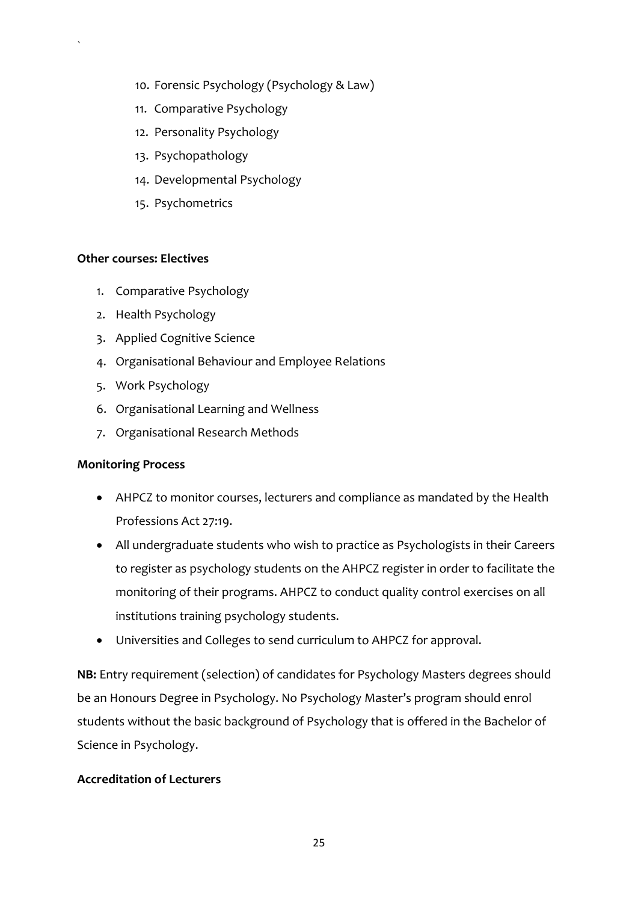10. Forensic Psychology (Psychology & Law)
11. Comparative Psychology
12. Personality Psychology
13. Psychopathology
14. Developmental Psychology
15. Psychometrics

**Other courses: Electives**

1. Comparative Psychology
2. Health Psychology
3. Applied Cognitive Science
4. Organisational Behaviour and Employee Relations
5. Work Psychology
6. Organisational Learning and Wellness
7. Organisational Research Methods

**Monitoring Process**

- AHPCZ to monitor courses, lecturers and compliance as mandated by the Health Professions Act 27:19.
- All undergraduate students who wish to practice as Psychologists in their Careers to register as psychology students on the AHPCZ register in order to facilitate the monitoring of their programs. AHPCZ to conduct quality control exercises on all institutions training psychology students.
- Universities and Colleges to send curriculum to AHPCZ for approval.

**NB:** Entry requirement (selection) of candidates for Psychology Masters degrees should be an Honours Degree in Psychology. No Psychology Master's program should enrol students without the basic background of Psychology that is offered in the Bachelor of Science in Psychology.

**Accreditation of Lecturers**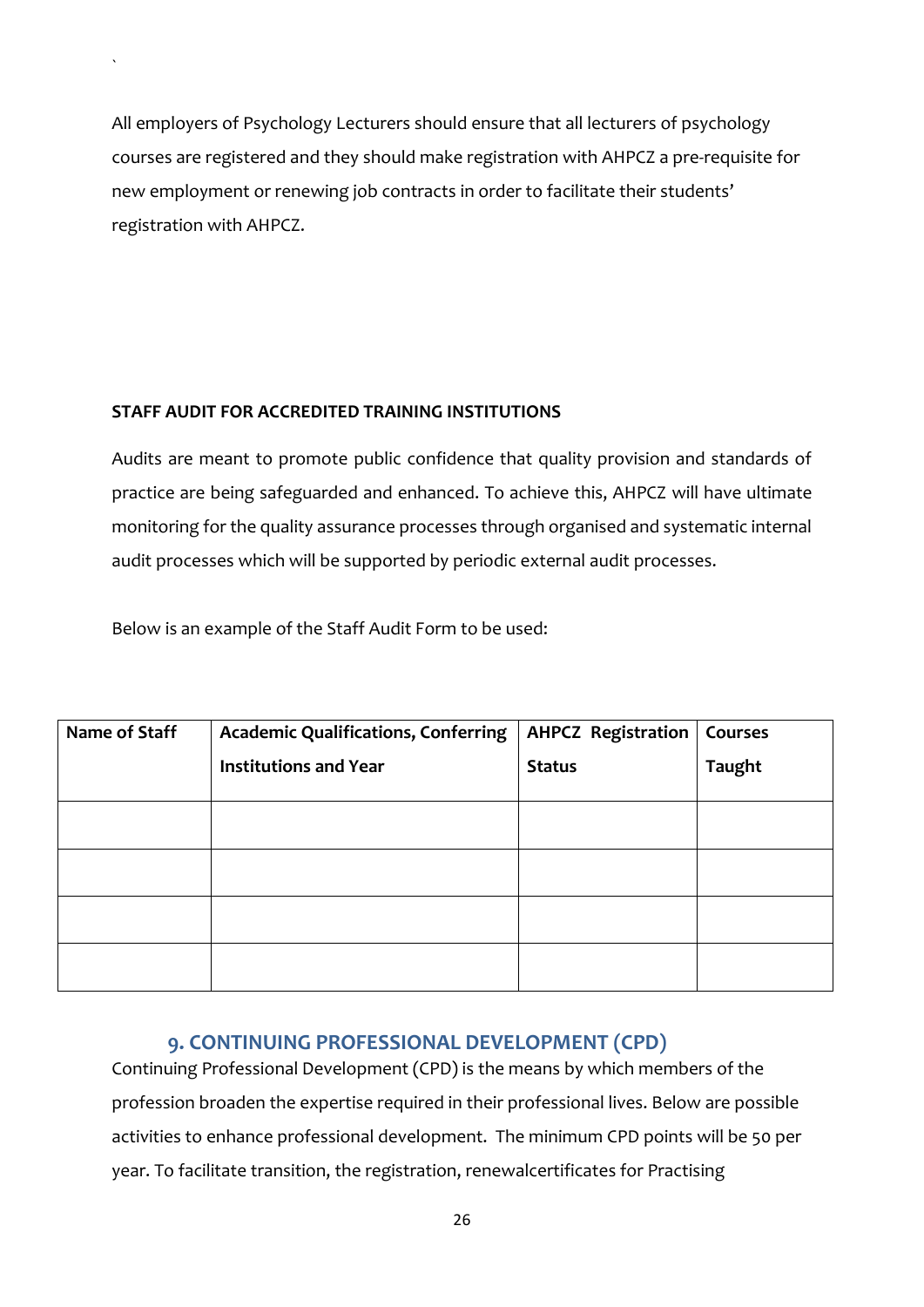All employers of Psychology Lecturers should ensure that all lecturers of psychology courses are registered and they should make registration with AHPCZ a pre-requisite for new employment or renewing job contracts in order to facilitate their students' registration with AHPCZ.

**STAFF AUDIT FOR ACCREDITED TRAINING INSTITUTIONS**

Audits are meant to promote public confidence that quality provision and standards of practice are being safeguarded and enhanced. To achieve this, AHPCZ will have ultimate monitoring for the quality assurance processes through organised and systematic internal audit processes which will be supported by periodic external audit processes.

Below is an example of the Staff Audit Form to be used:

| Name of Staff | Academic Qualifications, Conferring Institutions and Year | AHPCZ Registration Status | Courses Taught |
|---|---|---|---|
| | | | |
| | | | |
| | | | |
| | | | |

## 9. CONTINUING PROFESSIONAL DEVELOPMENT (CPD)

Continuing Professional Development (CPD) is the means by which members of the profession broaden the expertise required in their professional lives. Below are possible activities to enhance professional development. The minimum CPD points will be 50 per year. To facilitate transition, the registration, renewalcertificates for Practising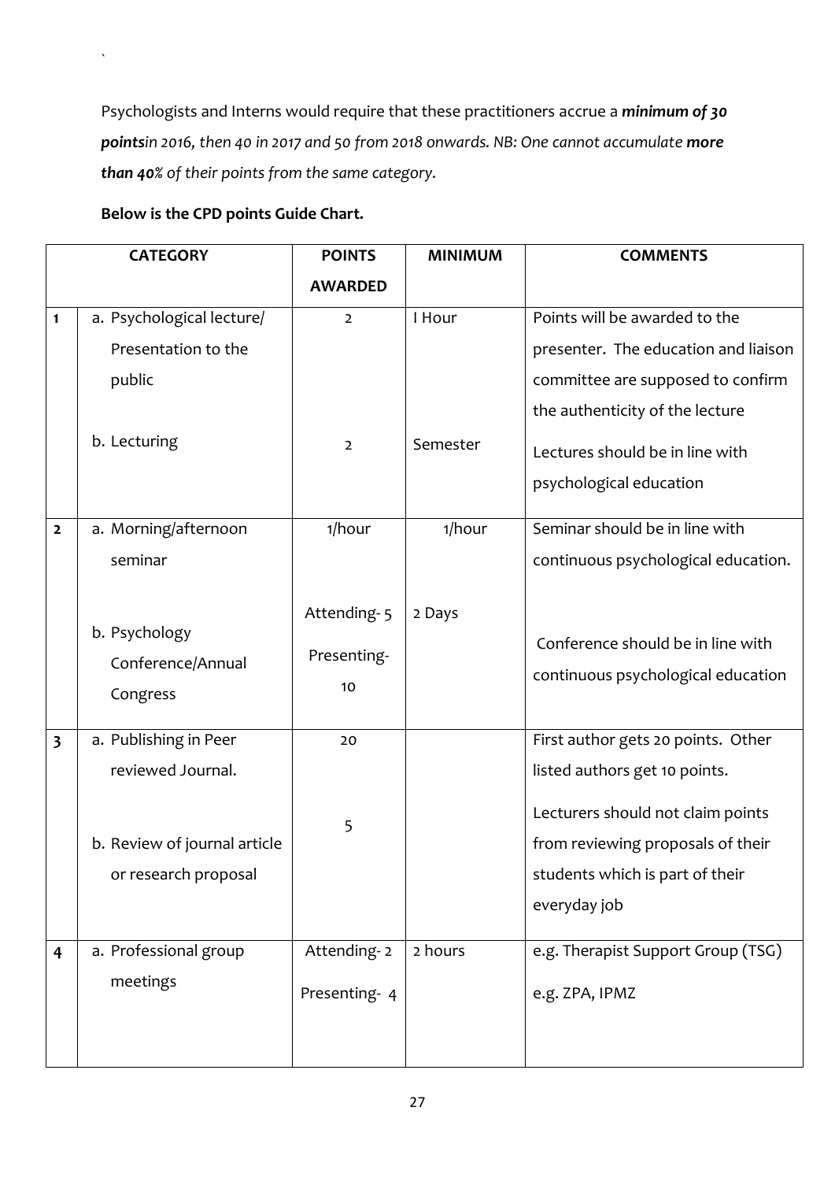Psychologists and Interns would require that these practitioners accrue a ***minimum of 30 points****in 2016, then 40 in 2017 and 50 from 2018 onwards. NB: One cannot accumulate* ***more than 40%*** *of their points from the same category.*

**Below is the CPD points Guide Chart.**

| | CATEGORY | POINTS AWARDED | MINIMUM | COMMENTS |
|---|---|---|---|---|
| 1 | a. Psychological lecture/ Presentation to the public | 2 | I Hour | Points will be awarded to the presenter. The education and liaison committee are supposed to confirm the authenticity of the lecture |
| | b. Lecturing | 2 | Semester | Lectures should be in line with psychological education |
| 2 | a. Morning/afternoon seminar | 1/hour | 1/hour | Seminar should be in line with continuous psychological education. |
| | b. Psychology Conference/Annual Congress | Attending- 5<br>Presenting- 10 | 2 Days | Conference should be in line with continuous psychological education |
| 3 | a. Publishing in Peer reviewed Journal. | 20 | | First author gets 20 points. Other listed authors get 10 points. |
| | b. Review of journal article or research proposal | 5 | | Lecturers should not claim points from reviewing proposals of their students which is part of their everyday job |
| 4 | a. Professional group meetings | Attending- 2<br>Presenting- 4 | 2 hours | e.g. Therapist Support Group (TSG)<br>e.g. ZPA, IPMZ |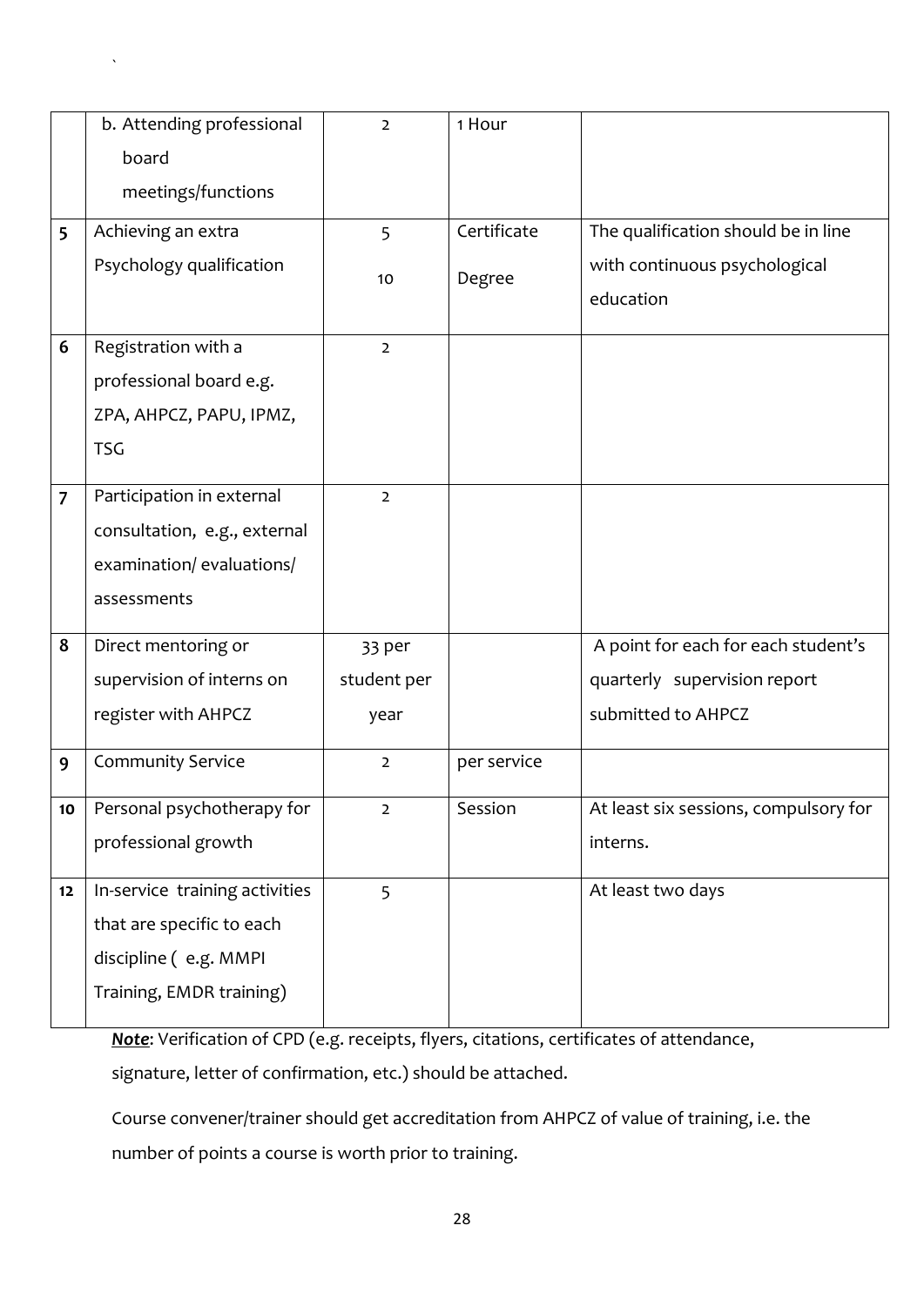|  | b. Attending professional board meetings/functions | 2 | 1 Hour |  |
|---|---|---|---|---|
| 5 | Achieving an extra Psychology qualification | 5<br>10 | Certificate<br>Degree | The qualification should be in line with continuous psychological education |
| 6 | Registration with a professional board e.g. ZPA, AHPCZ, PAPU, IPMZ, TSG | 2 |  |  |
| 7 | Participation in external consultation, e.g., external examination/ evaluations/ assessments | 2 |  |  |
| 8 | Direct mentoring or supervision of interns on register with AHPCZ | 33 per student per year |  | A point for each for each student's quarterly supervision report submitted to AHPCZ |
| 9 | Community Service | 2 | per service |  |
| 10 | Personal psychotherapy for professional growth | 2 | Session | At least six sessions, compulsory for interns. |
| 12 | In-service training activities that are specific to each discipline ( e.g. MMPI Training, EMDR training) | 5 |  | At least two days |

***Note***: Verification of CPD (e.g. receipts, flyers, citations, certificates of attendance, signature, letter of confirmation, etc.) should be attached.

Course convener/trainer should get accreditation from AHPCZ of value of training, i.e. the number of points a course is worth prior to training.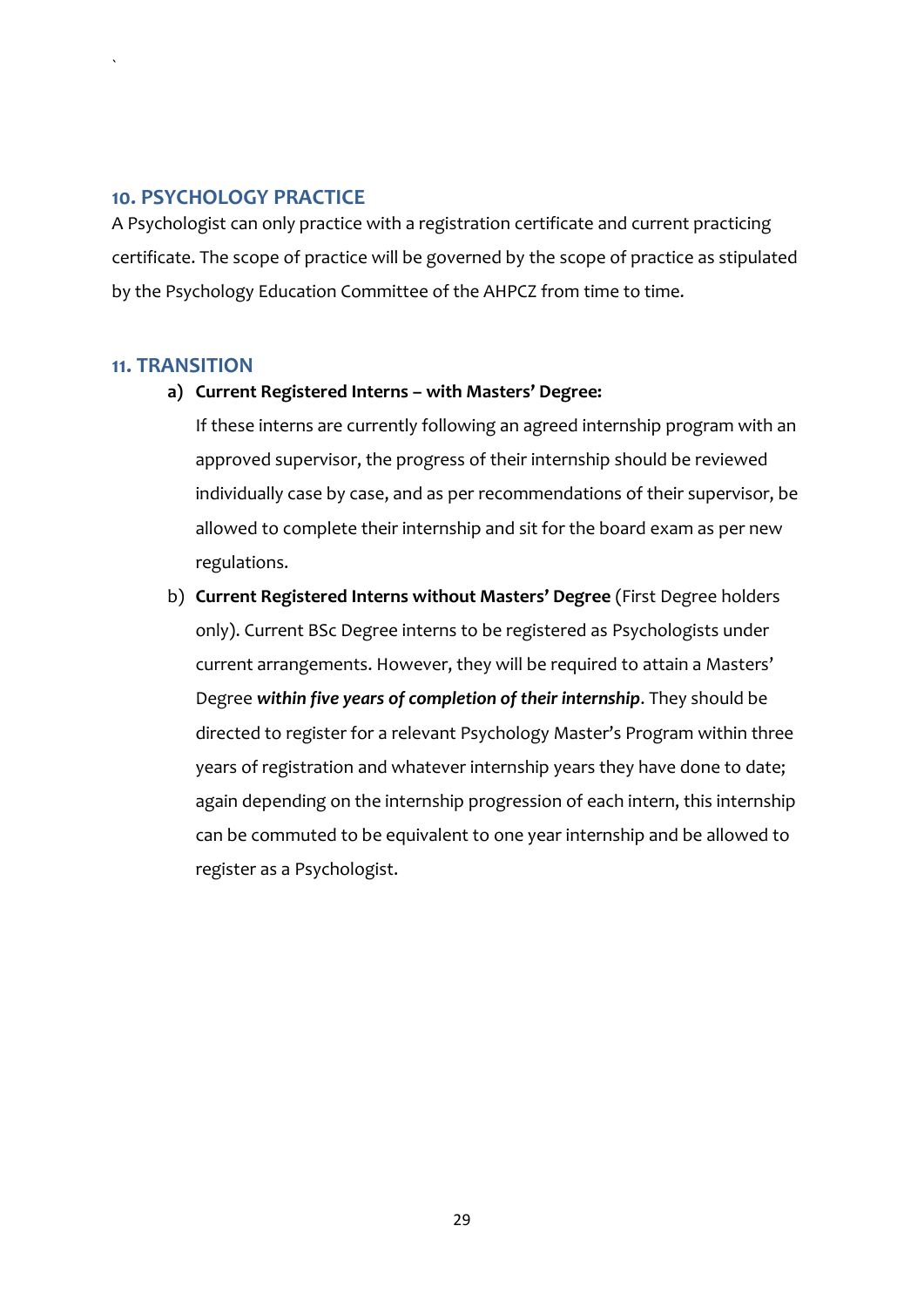## 10. PSYCHOLOGY PRACTICE

A Psychologist can only practice with a registration certificate and current practicing certificate. The scope of practice will be governed by the scope of practice as stipulated by the Psychology Education Committee of the AHPCZ from time to time.

## 11. TRANSITION

a) **Current Registered Interns – with Masters' Degree:**

If these interns are currently following an agreed internship program with an approved supervisor, the progress of their internship should be reviewed individually case by case, and as per recommendations of their supervisor, be allowed to complete their internship and sit for the board exam as per new regulations.

b) **Current Registered Interns without Masters' Degree** (First Degree holders only). Current BSc Degree interns to be registered as Psychologists under current arrangements. However, they will be required to attain a Masters' Degree ***within five years of completion of their internship***. They should be directed to register for a relevant Psychology Master's Program within three years of registration and whatever internship years they have done to date; again depending on the internship progression of each intern, this internship can be commuted to be equivalent to one year internship and be allowed to register as a Psychologist.